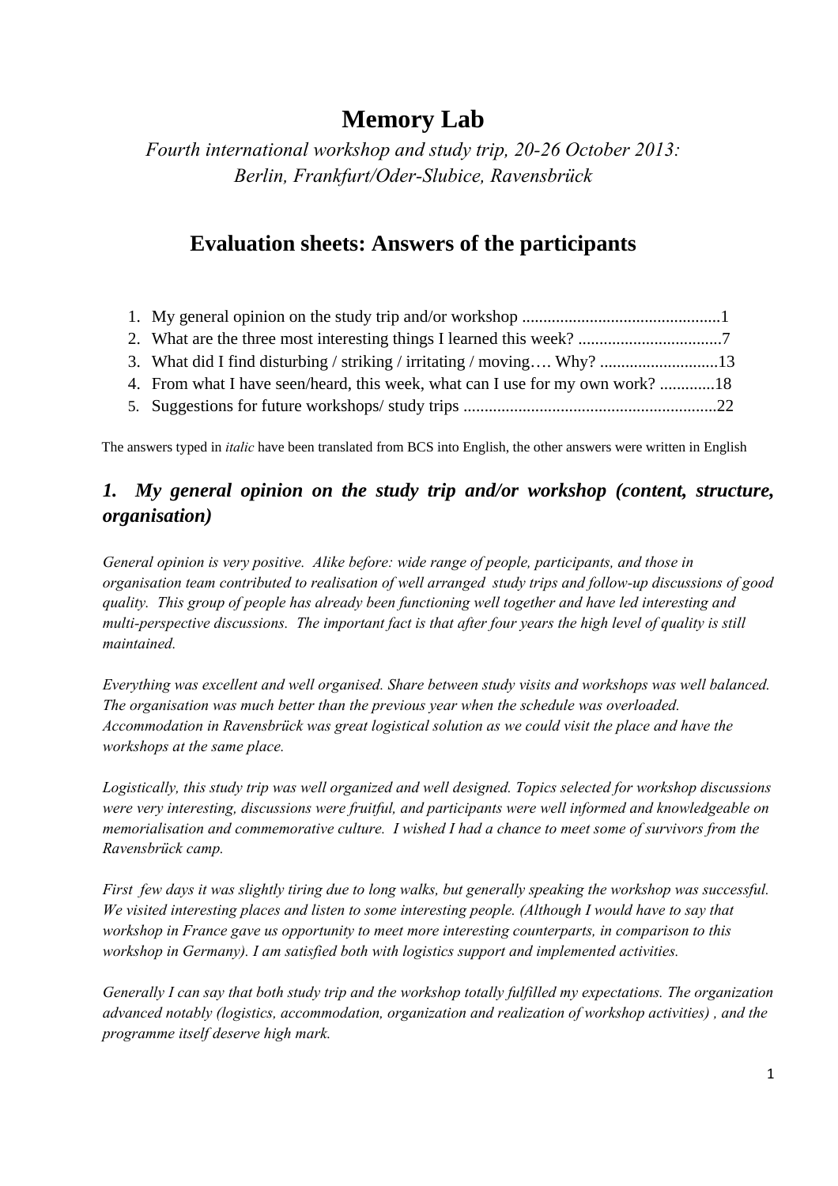# Memory Lab

*Fourth international workshop and study trip, 20-26 October 2013: Berlin, Frankfurt/Oder-Slubice, Ravensbrück*

## Evaluation sheets: Answers of the participants

1. My general opinion on the study trip and/or workshop ...............................................1
2. What are the three most interesting things I learned this week? ..................................7
3. What did I find disturbing / striking / irritating / moving…. Why? ............................13
4. From what I have seen/heard, this week, what can I use for my own work? .............18
5. Suggestions for future workshops/ study trips ............................................................22

The answers typed in *italic* have been translated from BCS into English, the other answers were written in English

## *1. My general opinion on the study trip and/or workshop (content, structure, organisation)*

*General opinion is very positive. Alike before: wide range of people, participants, and those in organisation team contributed to realisation of well arranged study trips and follow-up discussions of good quality. This group of people has already been functioning well together and have led interesting and multi-perspective discussions. The important fact is that after four years the high level of quality is still maintained.*

*Everything was excellent and well organised. Share between study visits and workshops was well balanced. The organisation was much better than the previous year when the schedule was overloaded. Accommodation in Ravensbrück was great logistical solution as we could visit the place and have the workshops at the same place.*

*Logistically, this study trip was well organized and well designed. Topics selected for workshop discussions were very interesting, discussions were fruitful, and participants were well informed and knowledgeable on memorialisation and commemorative culture. I wished I had a chance to meet some of survivors from the Ravensbrück camp.*

*First few days it was slightly tiring due to long walks, but generally speaking the workshop was successful. We visited interesting places and listen to some interesting people. (Although I would have to say that workshop in France gave us opportunity to meet more interesting counterparts, in comparison to this workshop in Germany). I am satisfied both with logistics support and implemented activities.*

*Generally I can say that both study trip and the workshop totally fulfilled my expectations. The organization advanced notably (logistics, accommodation, organization and realization of workshop activities) , and the programme itself deserve high mark.*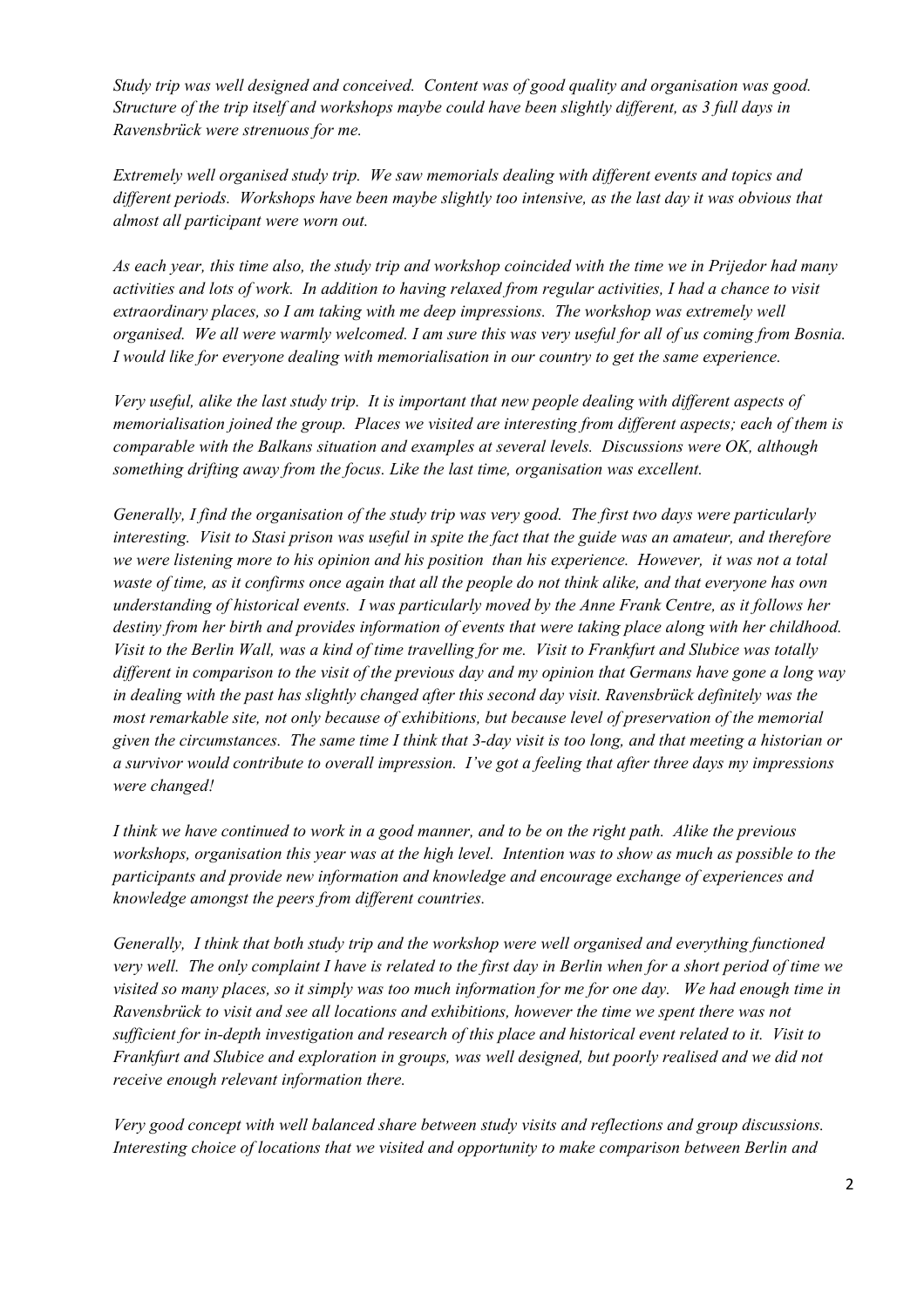*Study trip was well designed and conceived. Content was of good quality and organisation was good. Structure of the trip itself and workshops maybe could have been slightly different, as 3 full days in Ravensbrück were strenuous for me.*

*Extremely well organised study trip. We saw memorials dealing with different events and topics and different periods. Workshops have been maybe slightly too intensive, as the last day it was obvious that almost all participant were worn out.*

*As each year, this time also, the study trip and workshop coincided with the time we in Prijedor had many activities and lots of work. In addition to having relaxed from regular activities, I had a chance to visit extraordinary places, so I am taking with me deep impressions. The workshop was extremely well organised. We all were warmly welcomed. I am sure this was very useful for all of us coming from Bosnia. I would like for everyone dealing with memorialisation in our country to get the same experience.*

*Very useful, alike the last study trip. It is important that new people dealing with different aspects of memorialisation joined the group. Places we visited are interesting from different aspects; each of them is comparable with the Balkans situation and examples at several levels. Discussions were OK, although something drifting away from the focus. Like the last time, organisation was excellent.*

*Generally, I find the organisation of the study trip was very good. The first two days were particularly interesting. Visit to Stasi prison was useful in spite the fact that the guide was an amateur, and therefore we were listening more to his opinion and his position than his experience. However, it was not a total waste of time, as it confirms once again that all the people do not think alike, and that everyone has own understanding of historical events. I was particularly moved by the Anne Frank Centre, as it follows her destiny from her birth and provides information of events that were taking place along with her childhood. Visit to the Berlin Wall, was a kind of time travelling for me. Visit to Frankfurt and Slubice was totally different in comparison to the visit of the previous day and my opinion that Germans have gone a long way in dealing with the past has slightly changed after this second day visit. Ravensbrück definitely was the most remarkable site, not only because of exhibitions, but because level of preservation of the memorial given the circumstances. The same time I think that 3-day visit is too long, and that meeting a historian or a survivor would contribute to overall impression. I've got a feeling that after three days my impressions were changed!*

*I think we have continued to work in a good manner, and to be on the right path. Alike the previous workshops, organisation this year was at the high level. Intention was to show as much as possible to the participants and provide new information and knowledge and encourage exchange of experiences and knowledge amongst the peers from different countries.*

*Generally, I think that both study trip and the workshop were well organised and everything functioned very well. The only complaint I have is related to the first day in Berlin when for a short period of time we visited so many places, so it simply was too much information for me for one day. We had enough time in Ravensbrück to visit and see all locations and exhibitions, however the time we spent there was not sufficient for in-depth investigation and research of this place and historical event related to it. Visit to Frankfurt and Slubice and exploration in groups, was well designed, but poorly realised and we did not receive enough relevant information there.*

*Very good concept with well balanced share between study visits and reflections and group discussions. Interesting choice of locations that we visited and opportunity to make comparison between Berlin and*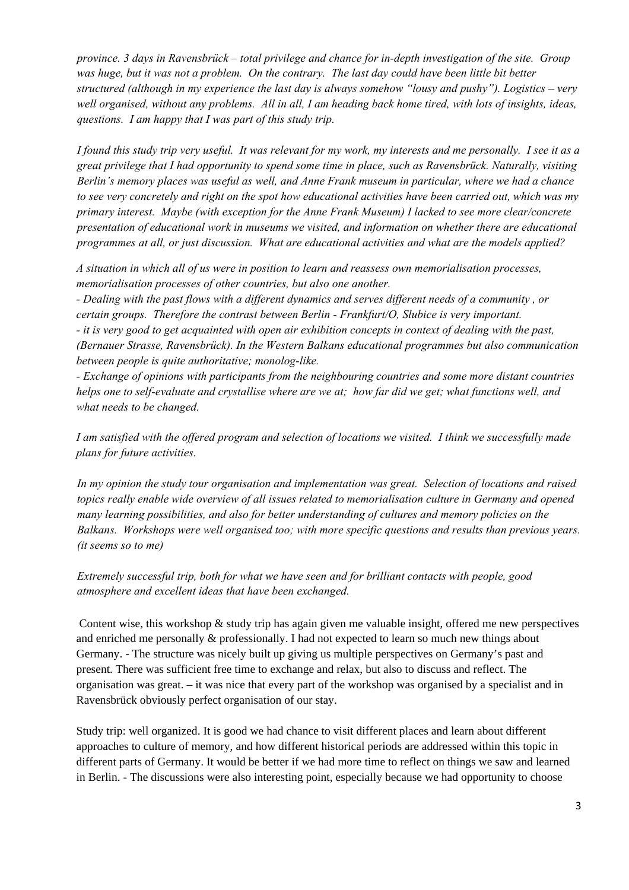*province. 3 days in Ravensbrück – total privilege and chance for in-depth investigation of the site. Group was huge, but it was not a problem. On the contrary. The last day could have been little bit better structured (although in my experience the last day is always somehow "lousy and pushy"). Logistics – very well organised, without any problems. All in all, I am heading back home tired, with lots of insights, ideas, questions. I am happy that I was part of this study trip.*

*I found this study trip very useful. It was relevant for my work, my interests and me personally. I see it as a great privilege that I had opportunity to spend some time in place, such as Ravensbrück. Naturally, visiting Berlin's memory places was useful as well, and Anne Frank museum in particular, where we had a chance to see very concretely and right on the spot how educational activities have been carried out, which was my primary interest. Maybe (with exception for the Anne Frank Museum) I lacked to see more clear/concrete presentation of educational work in museums we visited, and information on whether there are educational programmes at all, or just discussion. What are educational activities and what are the models applied?*

*A situation in which all of us were in position to learn and reassess own memorialisation processes, memorialisation processes of other countries, but also one another.*
*- Dealing with the past flows with a different dynamics and serves different needs of a community , or certain groups. Therefore the contrast between Berlin - Frankfurt/O, Slubice is very important.*
*- it is very good to get acquainted with open air exhibition concepts in context of dealing with the past, (Bernauer Strasse, Ravensbrück). In the Western Balkans educational programmes but also communication between people is quite authoritative; monolog-like.*
*- Exchange of opinions with participants from the neighbouring countries and some more distant countries helps one to self-evaluate and crystallise where are we at; how far did we get; what functions well, and what needs to be changed.*

*I am satisfied with the offered program and selection of locations we visited. I think we successfully made plans for future activities.*

*In my opinion the study tour organisation and implementation was great. Selection of locations and raised topics really enable wide overview of all issues related to memorialisation culture in Germany and opened many learning possibilities, and also for better understanding of cultures and memory policies on the Balkans. Workshops were well organised too; with more specific questions and results than previous years. (it seems so to me)*

*Extremely successful trip, both for what we have seen and for brilliant contacts with people, good atmosphere and excellent ideas that have been exchanged.*

Content wise, this workshop & study trip has again given me valuable insight, offered me new perspectives and enriched me personally & professionally. I had not expected to learn so much new things about Germany. - The structure was nicely built up giving us multiple perspectives on Germany's past and present. There was sufficient free time to exchange and relax, but also to discuss and reflect. The organisation was great. – it was nice that every part of the workshop was organised by a specialist and in Ravensbrück obviously perfect organisation of our stay.

Study trip: well organized. It is good we had chance to visit different places and learn about different approaches to culture of memory, and how different historical periods are addressed within this topic in different parts of Germany. It would be better if we had more time to reflect on things we saw and learned in Berlin. - The discussions were also interesting point, especially because we had opportunity to choose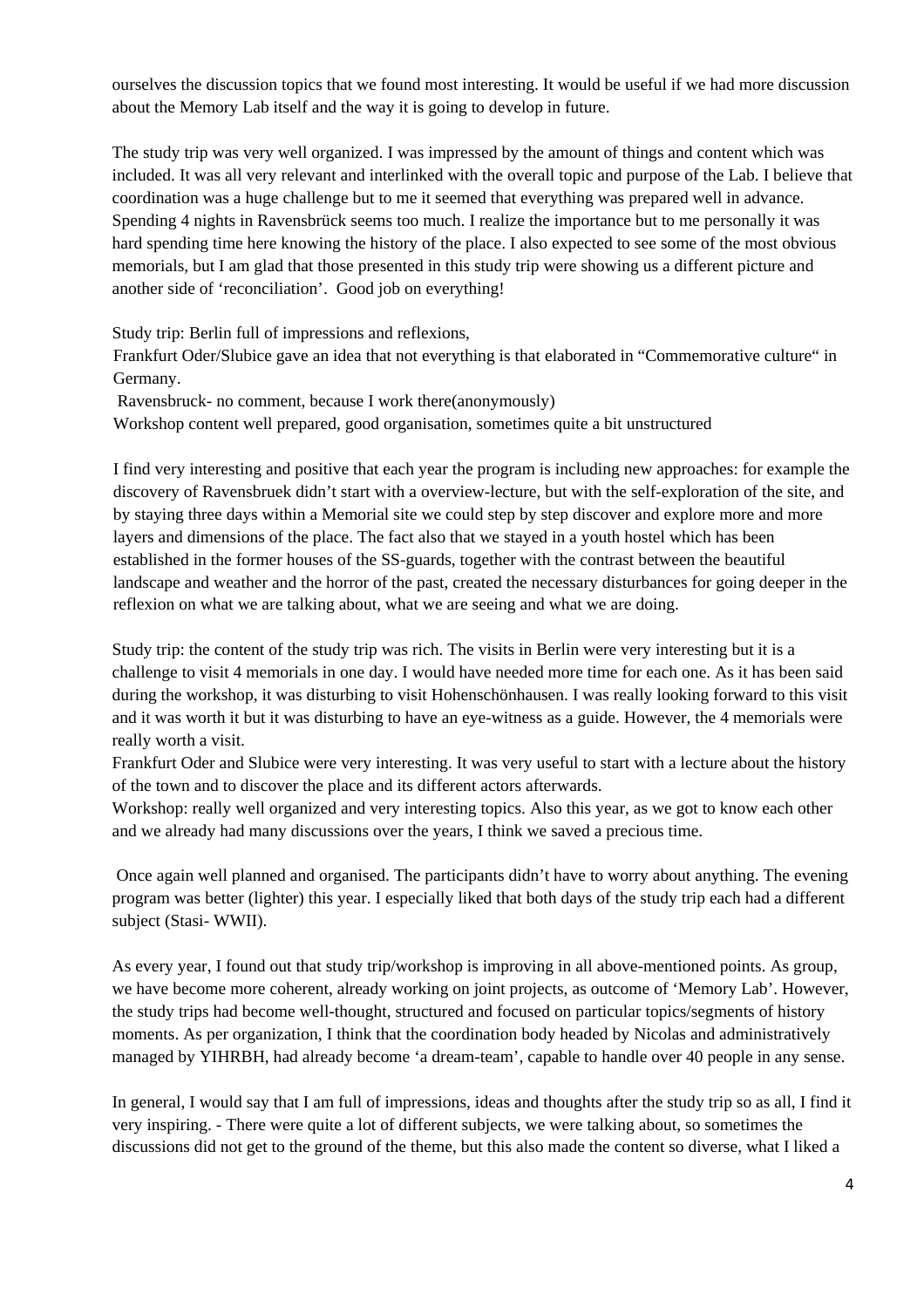ourselves the discussion topics that we found most interesting. It would be useful if we had more discussion about the Memory Lab itself and the way it is going to develop in future.

The study trip was very well organized. I was impressed by the amount of things and content which was included. It was all very relevant and interlinked with the overall topic and purpose of the Lab. I believe that coordination was a huge challenge but to me it seemed that everything was prepared well in advance. Spending 4 nights in Ravensbrück seems too much. I realize the importance but to me personally it was hard spending time here knowing the history of the place. I also expected to see some of the most obvious memorials, but I am glad that those presented in this study trip were showing us a different picture and another side of 'reconciliation'. Good job on everything!

Study trip: Berlin full of impressions and reflexions,
Frankfurt Oder/Slubice gave an idea that not everything is that elaborated in "Commemorative culture" in Germany.
Ravensbruck- no comment, because I work there(anonymously)
Workshop content well prepared, good organisation, sometimes quite a bit unstructured

I find very interesting and positive that each year the program is including new approaches: for example the discovery of Ravensbruek didn't start with a overview-lecture, but with the self-exploration of the site, and by staying three days within a Memorial site we could step by step discover and explore more and more layers and dimensions of the place. The fact also that we stayed in a youth hostel which has been established in the former houses of the SS-guards, together with the contrast between the beautiful landscape and weather and the horror of the past, created the necessary disturbances for going deeper in the reflexion on what we are talking about, what we are seeing and what we are doing.

Study trip: the content of the study trip was rich. The visits in Berlin were very interesting but it is a challenge to visit 4 memorials in one day. I would have needed more time for each one. As it has been said during the workshop, it was disturbing to visit Hohenschönhausen. I was really looking forward to this visit and it was worth it but it was disturbing to have an eye-witness as a guide. However, the 4 memorials were really worth a visit.
Frankfurt Oder and Slubice were very interesting. It was very useful to start with a lecture about the history of the town and to discover the place and its different actors afterwards.
Workshop: really well organized and very interesting topics. Also this year, as we got to know each other and we already had many discussions over the years, I think we saved a precious time.

Once again well planned and organised. The participants didn't have to worry about anything. The evening program was better (lighter) this year. I especially liked that both days of the study trip each had a different subject (Stasi- WWII).

As every year, I found out that study trip/workshop is improving in all above-mentioned points. As group, we have become more coherent, already working on joint projects, as outcome of 'Memory Lab'. However, the study trips had become well-thought, structured and focused on particular topics/segments of history moments. As per organization, I think that the coordination body headed by Nicolas and administratively managed by YIHRBH, had already become 'a dream-team', capable to handle over 40 people in any sense.

In general, I would say that I am full of impressions, ideas and thoughts after the study trip so as all, I find it very inspiring. - There were quite a lot of different subjects, we were talking about, so sometimes the discussions did not get to the ground of the theme, but this also made the content so diverse, what I liked a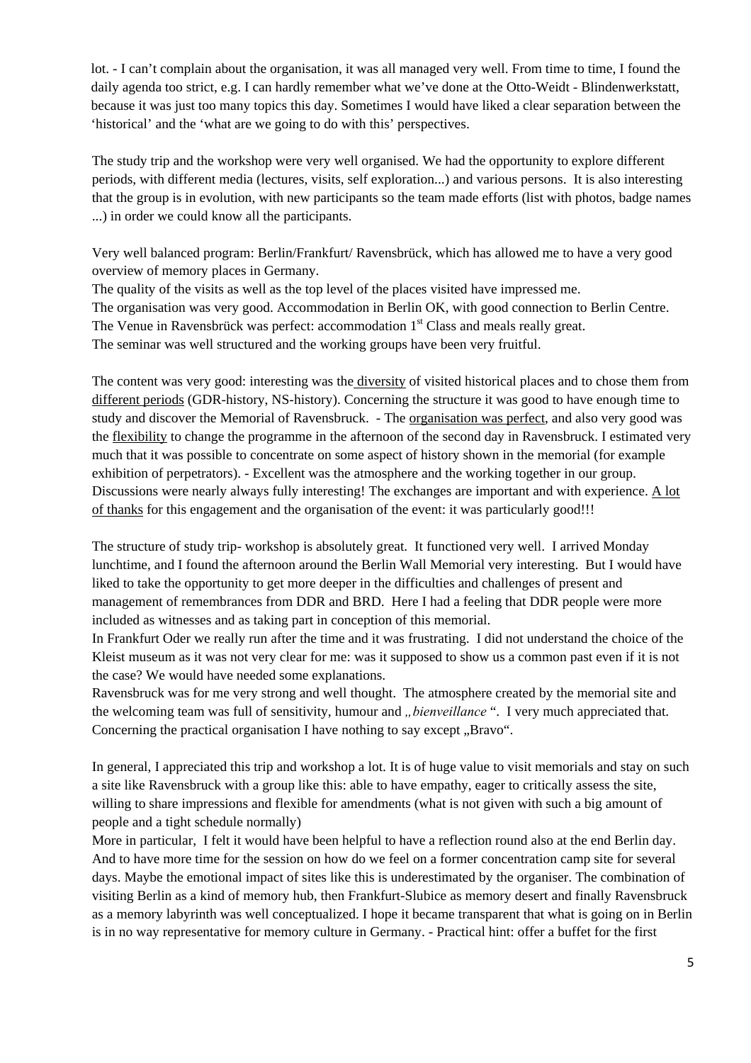lot. - I can't complain about the organisation, it was all managed very well. From time to time, I found the daily agenda too strict, e.g. I can hardly remember what we've done at the Otto-Weidt - Blindenwerkstatt, because it was just too many topics this day. Sometimes I would have liked a clear separation between the 'historical' and the 'what are we going to do with this' perspectives.

The study trip and the workshop were very well organised. We had the opportunity to explore different periods, with different media (lectures, visits, self exploration...) and various persons. It is also interesting that the group is in evolution, with new participants so the team made efforts (list with photos, badge names ...) in order we could know all the participants.

Very well balanced program: Berlin/Frankfurt/ Ravensbrück, which has allowed me to have a very good overview of memory places in Germany.
The quality of the visits as well as the top level of the places visited have impressed me.
The organisation was very good. Accommodation in Berlin OK, with good connection to Berlin Centre.
The Venue in Ravensbrück was perfect: accommodation 1st Class and meals really great.
The seminar was well structured and the working groups have been very fruitful.

The content was very good: interesting was the diversity of visited historical places and to chose them from different periods (GDR-history, NS-history). Concerning the structure it was good to have enough time to study and discover the Memorial of Ravensbruck. - The organisation was perfect, and also very good was the flexibility to change the programme in the afternoon of the second day in Ravensbruck. I estimated very much that it was possible to concentrate on some aspect of history shown in the memorial (for example exhibition of perpetrators). - Excellent was the atmosphere and the working together in our group. Discussions were nearly always fully interesting! The exchanges are important and with experience. A lot of thanks for this engagement and the organisation of the event: it was particularly good!!!

The structure of study trip- workshop is absolutely great. It functioned very well. I arrived Monday lunchtime, and I found the afternoon around the Berlin Wall Memorial very interesting. But I would have liked to take the opportunity to get more deeper in the difficulties and challenges of present and management of remembrances from DDR and BRD. Here I had a feeling that DDR people were more included as witnesses and as taking part in conception of this memorial.
In Frankfurt Oder we really run after the time and it was frustrating. I did not understand the choice of the Kleist museum as it was not very clear for me: was it supposed to show us a common past even if it is not the case? We would have needed some explanations.
Ravensbruck was for me very strong and well thought. The atmosphere created by the memorial site and the welcoming team was full of sensitivity, humour and *„bienveillance* ". I very much appreciated that. Concerning the practical organisation I have nothing to say except „Bravo".

In general, I appreciated this trip and workshop a lot. It is of huge value to visit memorials and stay on such a site like Ravensbruck with a group like this: able to have empathy, eager to critically assess the site, willing to share impressions and flexible for amendments (what is not given with such a big amount of people and a tight schedule normally)
More in particular, I felt it would have been helpful to have a reflection round also at the end Berlin day. And to have more time for the session on how do we feel on a former concentration camp site for several days. Maybe the emotional impact of sites like this is underestimated by the organiser. The combination of visiting Berlin as a kind of memory hub, then Frankfurt-Slubice as memory desert and finally Ravensbruck as a memory labyrinth was well conceptualized. I hope it became transparent that what is going on in Berlin is in no way representative for memory culture in Germany. - Practical hint: offer a buffet for the first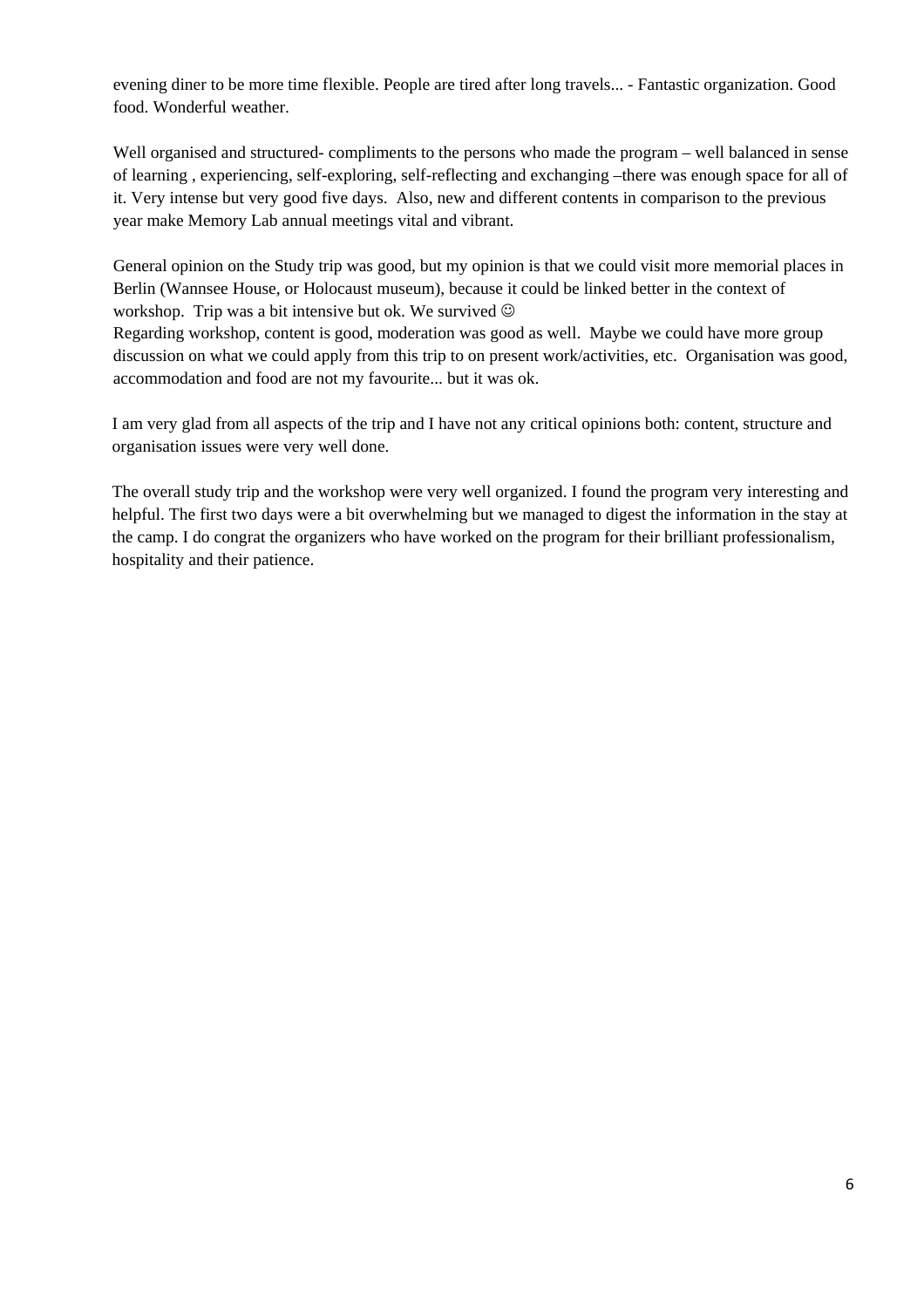evening diner to be more time flexible. People are tired after long travels... - Fantastic organization. Good food. Wonderful weather.

Well organised and structured- compliments to the persons who made the program – well balanced in sense of learning , experiencing, self-exploring, self-reflecting and exchanging –there was enough space for all of it. Very intense but very good five days. Also, new and different contents in comparison to the previous year make Memory Lab annual meetings vital and vibrant.

General opinion on the Study trip was good, but my opinion is that we could visit more memorial places in Berlin (Wannsee House, or Holocaust museum), because it could be linked better in the context of workshop. Trip was a bit intensive but ok. We survived ☺
Regarding workshop, content is good, moderation was good as well. Maybe we could have more group discussion on what we could apply from this trip to on present work/activities, etc. Organisation was good, accommodation and food are not my favourite... but it was ok.

I am very glad from all aspects of the trip and I have not any critical opinions both: content, structure and organisation issues were very well done.

The overall study trip and the workshop were very well organized. I found the program very interesting and helpful. The first two days were a bit overwhelming but we managed to digest the information in the stay at the camp. I do congrat the organizers who have worked on the program for their brilliant professionalism, hospitality and their patience.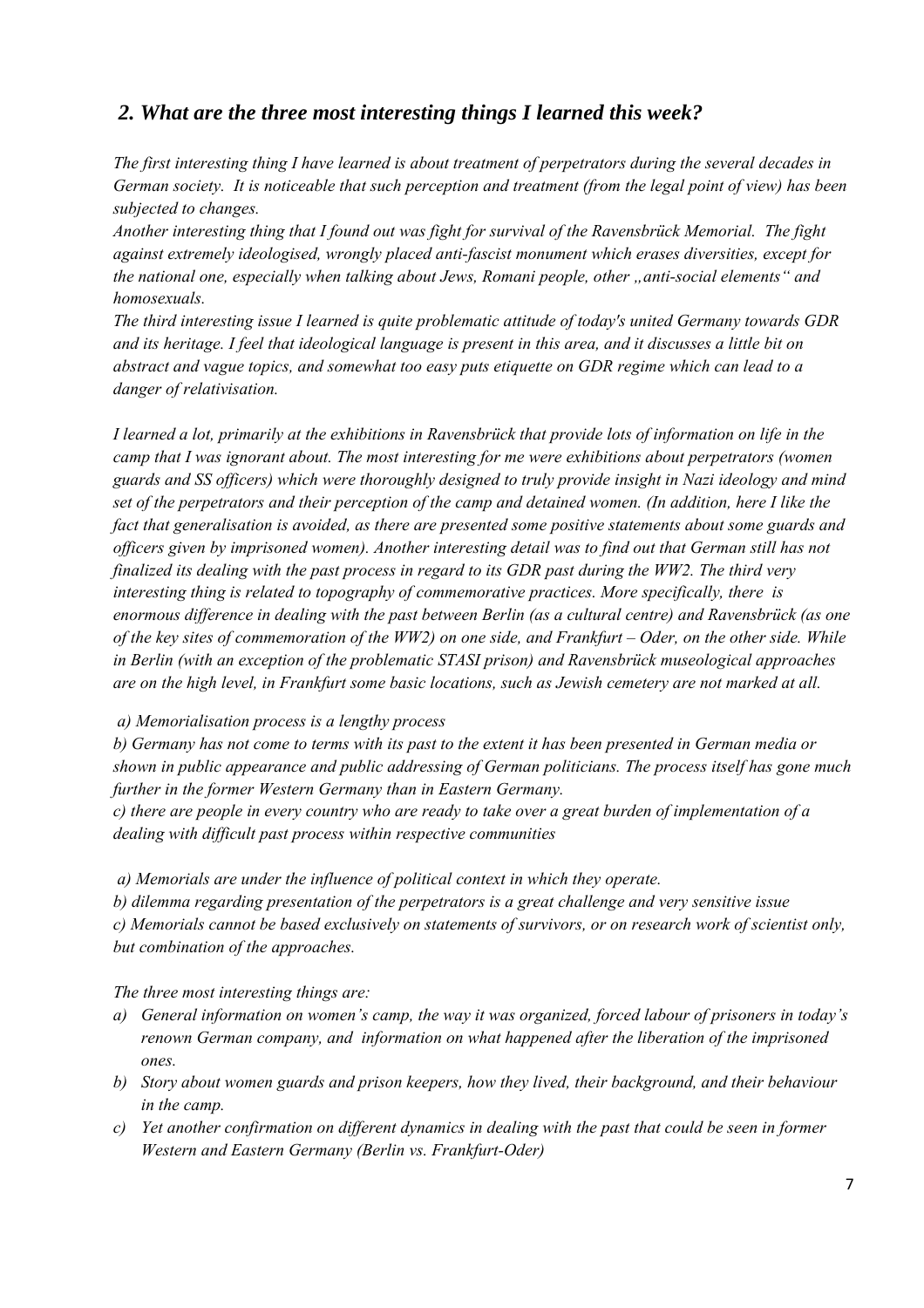## *2. What are the three most interesting things I learned this week?*

*The first interesting thing I have learned is about treatment of perpetrators during the several decades in German society. It is noticeable that such perception and treatment (from the legal point of view) has been subjected to changes.*

*Another interesting thing that I found out was fight for survival of the Ravensbrück Memorial. The fight against extremely ideologised, wrongly placed anti-fascist monument which erases diversities, except for the national one, especially when talking about Jews, Romani people, other „anti-social elements" and homosexuals.*

*The third interesting issue I learned is quite problematic attitude of today's united Germany towards GDR and its heritage. I feel that ideological language is present in this area, and it discusses a little bit on abstract and vague topics, and somewhat too easy puts etiquette on GDR regime which can lead to a danger of relativisation.*

*I learned a lot, primarily at the exhibitions in Ravensbrück that provide lots of information on life in the camp that I was ignorant about. The most interesting for me were exhibitions about perpetrators (women guards and SS officers) which were thoroughly designed to truly provide insight in Nazi ideology and mind set of the perpetrators and their perception of the camp and detained women. (In addition, here I like the fact that generalisation is avoided, as there are presented some positive statements about some guards and officers given by imprisoned women). Another interesting detail was to find out that German still has not finalized its dealing with the past process in regard to its GDR past during the WW2. The third very interesting thing is related to topography of commemorative practices. More specifically, there is enormous difference in dealing with the past between Berlin (as a cultural centre) and Ravensbrück (as one of the key sites of commemoration of the WW2) on one side, and Frankfurt – Oder, on the other side. While in Berlin (with an exception of the problematic STASI prison) and Ravensbrück museological approaches are on the high level, in Frankfurt some basic locations, such as Jewish cemetery are not marked at all.*

*a) Memorialisation process is a lengthy process*

*b) Germany has not come to terms with its past to the extent it has been presented in German media or shown in public appearance and public addressing of German politicians. The process itself has gone much further in the former Western Germany than in Eastern Germany.*

*c) there are people in every country who are ready to take over a great burden of implementation of a dealing with difficult past process within respective communities*

*a) Memorials are under the influence of political context in which they operate.*

*b) dilemma regarding presentation of the perpetrators is a great challenge and very sensitive issue*

*c) Memorials cannot be based exclusively on statements of survivors, or on research work of scientist only, but combination of the approaches.*

*The three most interesting things are:*

*a) General information on women's camp, the way it was organized, forced labour of prisoners in today's renown German company, and information on what happened after the liberation of the imprisoned ones.*

*b) Story about women guards and prison keepers, how they lived, their background, and their behaviour in the camp.*

*c) Yet another confirmation on different dynamics in dealing with the past that could be seen in former Western and Eastern Germany (Berlin vs. Frankfurt-Oder)*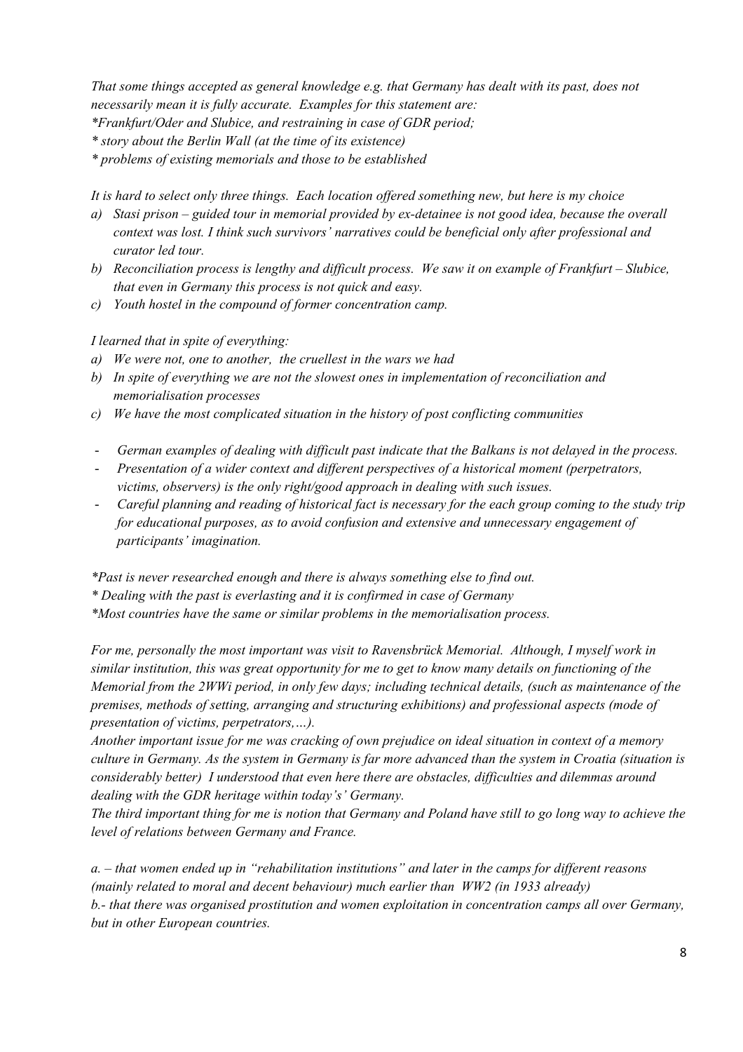*That some things accepted as general knowledge e.g. that Germany has dealt with its past, does not necessarily mean it is fully accurate. Examples for this statement are:*
*\*Frankfurt/Oder and Slubice, and restraining in case of GDR period;*
*\* story about the Berlin Wall (at the time of its existence)*
*\* problems of existing memorials and those to be established*

*It is hard to select only three things. Each location offered something new, but here is my choice*

a) *Stasi prison – guided tour in memorial provided by ex-detainee is not good idea, because the overall context was lost. I think such survivors' narratives could be beneficial only after professional and curator led tour.*
b) *Reconciliation process is lengthy and difficult process. We saw it on example of Frankfurt – Slubice, that even in Germany this process is not quick and easy.*
c) *Youth hostel in the compound of former concentration camp.*

*I learned that in spite of everything:*

a) *We were not, one to another, the cruellest in the wars we had*
b) *In spite of everything we are not the slowest ones in implementation of reconciliation and memorialisation processes*
c) *We have the most complicated situation in the history of post conflicting communities*

- *German examples of dealing with difficult past indicate that the Balkans is not delayed in the process.*
- *Presentation of a wider context and different perspectives of a historical moment (perpetrators, victims, observers) is the only right/good approach in dealing with such issues.*
- *Careful planning and reading of historical fact is necessary for the each group coming to the study trip for educational purposes, as to avoid confusion and extensive and unnecessary engagement of participants' imagination.*

*\*Past is never researched enough and there is always something else to find out.*
*\* Dealing with the past is everlasting and it is confirmed in case of Germany*
*\*Most countries have the same or similar problems in the memorialisation process.*

*For me, personally the most important was visit to Ravensbrück Memorial. Although, I myself work in similar institution, this was great opportunity for me to get to know many details on functioning of the Memorial from the 2WWi period, in only few days; including technical details, (such as maintenance of the premises, methods of setting, arranging and structuring exhibitions) and professional aspects (mode of presentation of victims, perpetrators,…).*
*Another important issue for me was cracking of own prejudice on ideal situation in context of a memory culture in Germany. As the system in Germany is far more advanced than the system in Croatia (situation is considerably better) I understood that even here there are obstacles, difficulties and dilemmas around dealing with the GDR heritage within today's' Germany.*
*The third important thing for me is notion that Germany and Poland have still to go long way to achieve the level of relations between Germany and France.*

*a. – that women ended up in "rehabilitation institutions" and later in the camps for different reasons (mainly related to moral and decent behaviour) much earlier than WW2 (in 1933 already)*
*b.- that there was organised prostitution and women exploitation in concentration camps all over Germany, but in other European countries.*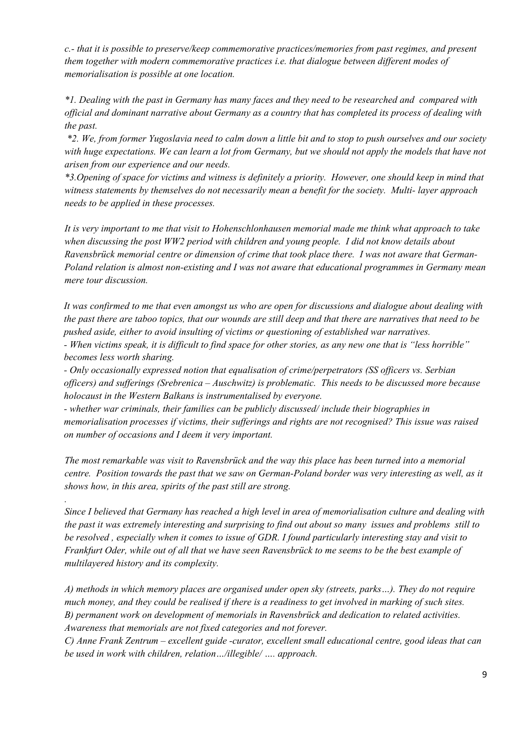*c.- that it is possible to preserve/keep commemorative practices/memories from past regimes, and present them together with modern commemorative practices i.e. that dialogue between different modes of memorialisation is possible at one location.*

*\*1. Dealing with the past in Germany has many faces and they need to be researched and compared with official and dominant narrative about Germany as a country that has completed its process of dealing with the past.*

*\*2. We, from former Yugoslavia need to calm down a little bit and to stop to push ourselves and our society with huge expectations. We can learn a lot from Germany, but we should not apply the models that have not arisen from our experience and our needs.*

*\*3.Opening of space for victims and witness is definitely a priority. However, one should keep in mind that witness statements by themselves do not necessarily mean a benefit for the society. Multi- layer approach needs to be applied in these processes.*

*It is very important to me that visit to Hohenschlonhausen memorial made me think what approach to take when discussing the post WW2 period with children and young people. I did not know details about Ravensbrück memorial centre or dimension of crime that took place there. I was not aware that German-Poland relation is almost non-existing and I was not aware that educational programmes in Germany mean mere tour discussion.*

*It was confirmed to me that even amongst us who are open for discussions and dialogue about dealing with the past there are taboo topics, that our wounds are still deep and that there are narratives that need to be pushed aside, either to avoid insulting of victims or questioning of established war narratives.*

*- When victims speak, it is difficult to find space for other stories, as any new one that is "less horrible" becomes less worth sharing.*

*- Only occasionally expressed notion that equalisation of crime/perpetrators (SS officers vs. Serbian officers) and sufferings (Srebrenica – Auschwitz) is problematic. This needs to be discussed more because holocaust in the Western Balkans is instrumentalised by everyone.*

*- whether war criminals, their families can be publicly discussed/ include their biographies in memorialisation processes if victims, their sufferings and rights are not recognised? This issue was raised on number of occasions and I deem it very important.*

*The most remarkable was visit to Ravensbrück and the way this place has been turned into a memorial centre. Position towards the past that we saw on German-Poland border was very interesting as well, as it shows how, in this area, spirits of the past still are strong.*

*.*

*Since I believed that Germany has reached a high level in area of memorialisation culture and dealing with the past it was extremely interesting and surprising to find out about so many issues and problems still to be resolved , especially when it comes to issue of GDR. I found particularly interesting stay and visit to Frankfurt Oder, while out of all that we have seen Ravensbrück to me seems to be the best example of multilayered history and its complexity.*

*A) methods in which memory places are organised under open sky (streets, parks…). They do not require much money, and they could be realised if there is a readiness to get involved in marking of such sites.*
*B) permanent work on development of memorials in Ravensbrück and dedication to related activities. Awareness that memorials are not fixed categories and not forever.*
*C) Anne Frank Zentrum – excellent guide -curator, excellent small educational centre, good ideas that can be used in work with children, relation…/illegible/ …. approach.*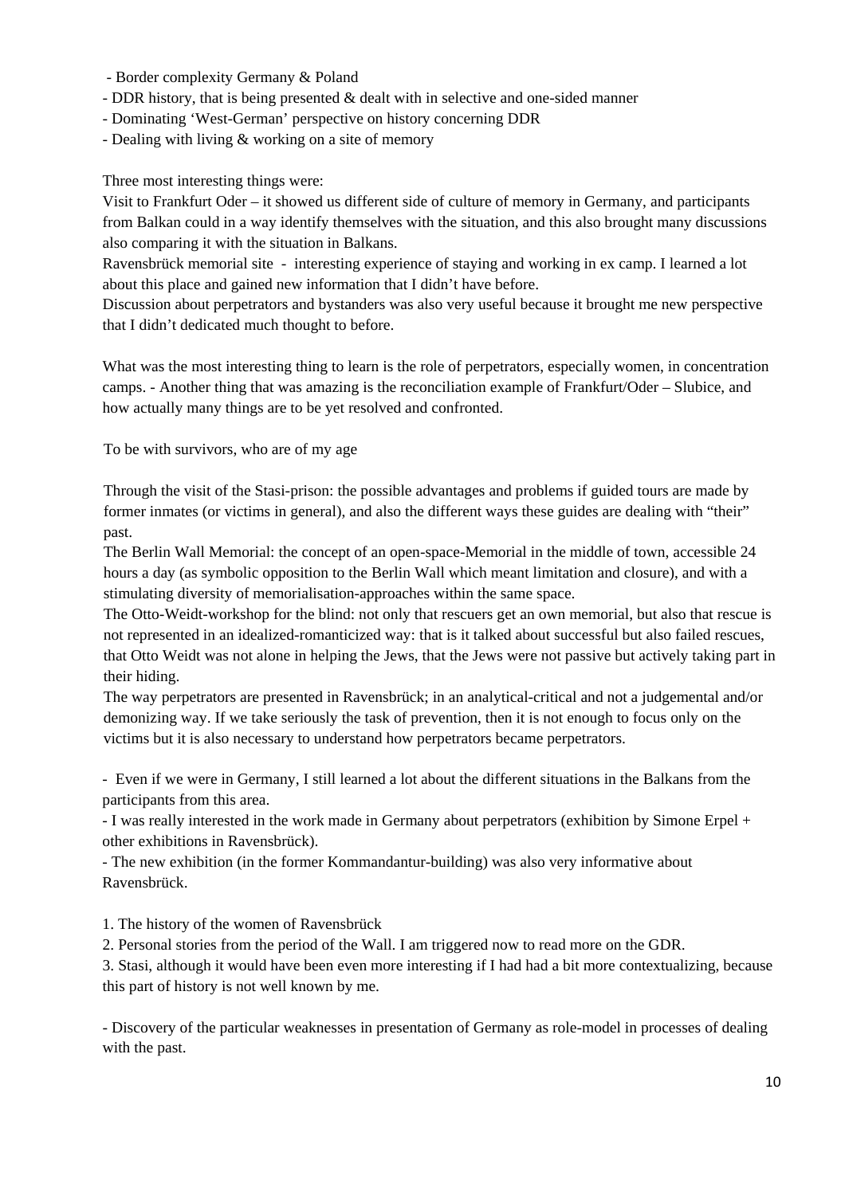- Border complexity Germany & Poland
- DDR history, that is being presented & dealt with in selective and one-sided manner
- Dominating 'West-German' perspective on history concerning DDR
- Dealing with living & working on a site of memory

Three most interesting things were:

Visit to Frankfurt Oder – it showed us different side of culture of memory in Germany, and participants from Balkan could in a way identify themselves with the situation, and this also brought many discussions also comparing it with the situation in Balkans.

Ravensbrück memorial site - interesting experience of staying and working in ex camp. I learned a lot about this place and gained new information that I didn't have before.

Discussion about perpetrators and bystanders was also very useful because it brought me new perspective that I didn't dedicated much thought to before.

What was the most interesting thing to learn is the role of perpetrators, especially women, in concentration camps. - Another thing that was amazing is the reconciliation example of Frankfurt/Oder – Slubice, and how actually many things are to be yet resolved and confronted.

To be with survivors, who are of my age

Through the visit of the Stasi-prison: the possible advantages and problems if guided tours are made by former inmates (or victims in general), and also the different ways these guides are dealing with "their" past.

The Berlin Wall Memorial: the concept of an open-space-Memorial in the middle of town, accessible 24 hours a day (as symbolic opposition to the Berlin Wall which meant limitation and closure), and with a stimulating diversity of memorialisation-approaches within the same space.

The Otto-Weidt-workshop for the blind: not only that rescuers get an own memorial, but also that rescue is not represented in an idealized-romanticized way: that is it talked about successful but also failed rescues, that Otto Weidt was not alone in helping the Jews, that the Jews were not passive but actively taking part in their hiding.

The way perpetrators are presented in Ravensbrück; in an analytical-critical and not a judgemental and/or demonizing way. If we take seriously the task of prevention, then it is not enough to focus only on the victims but it is also necessary to understand how perpetrators became perpetrators.

- Even if we were in Germany, I still learned a lot about the different situations in the Balkans from the participants from this area.
- I was really interested in the work made in Germany about perpetrators (exhibition by Simone Erpel + other exhibitions in Ravensbrück).
- The new exhibition (in the former Kommandantur-building) was also very informative about Ravensbrück.

1. The history of the women of Ravensbrück
2. Personal stories from the period of the Wall. I am triggered now to read more on the GDR.
3. Stasi, although it would have been even more interesting if I had had a bit more contextualizing, because this part of history is not well known by me.

- Discovery of the particular weaknesses in presentation of Germany as role-model in processes of dealing with the past.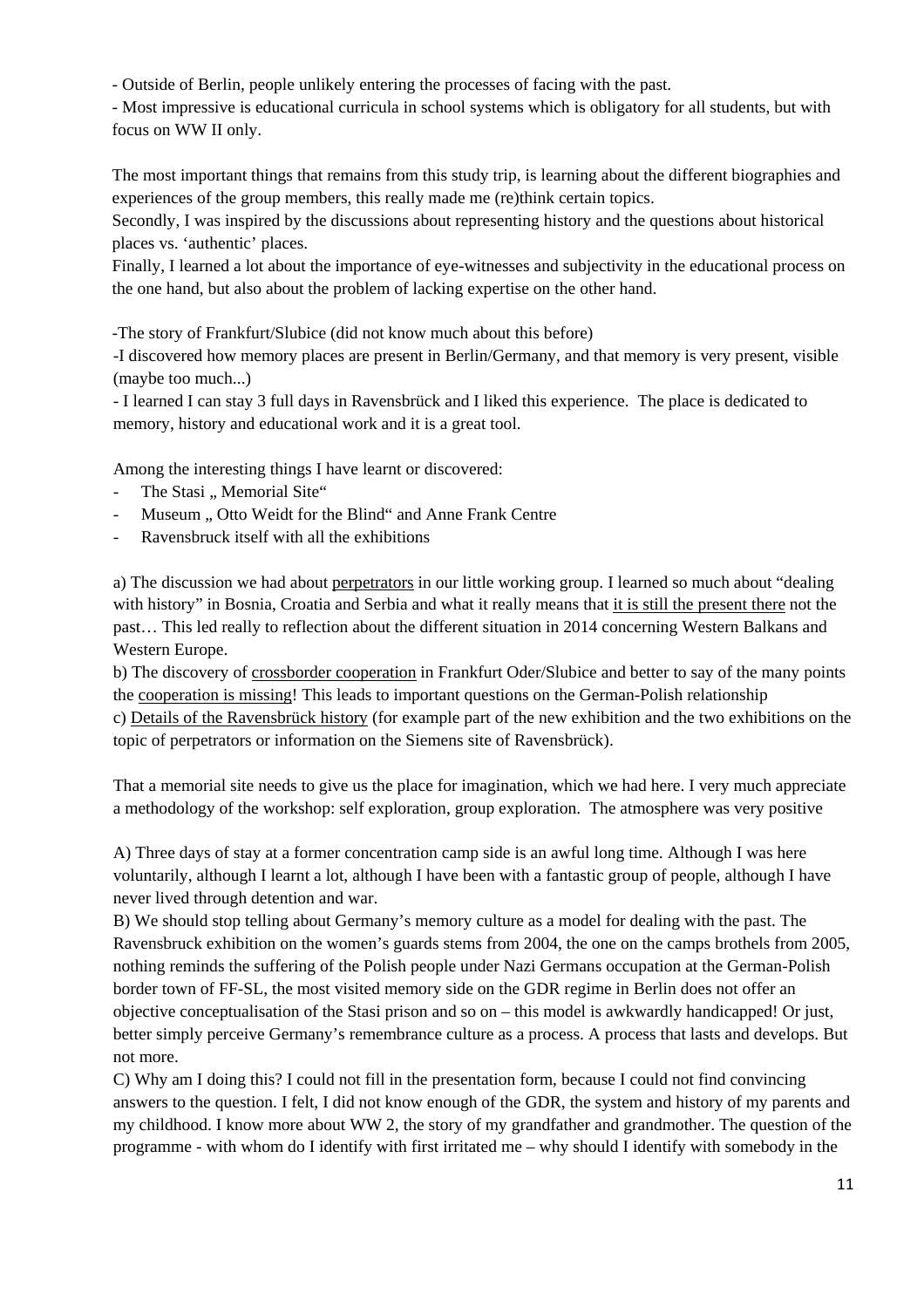- Outside of Berlin, people unlikely entering the processes of facing with the past.
- Most impressive is educational curricula in school systems which is obligatory for all students, but with focus on WW II only.

The most important things that remains from this study trip, is learning about the different biographies and experiences of the group members, this really made me (re)think certain topics.
Secondly, I was inspired by the discussions about representing history and the questions about historical places vs. 'authentic' places.
Finally, I learned a lot about the importance of eye-witnesses and subjectivity in the educational process on the one hand, but also about the problem of lacking expertise on the other hand.

-The story of Frankfurt/Slubice (did not know much about this before)
-I discovered how memory places are present in Berlin/Germany, and that memory is very present, visible (maybe too much...)
- I learned I can stay 3 full days in Ravensbrück and I liked this experience. The place is dedicated to memory, history and educational work and it is a great tool.

Among the interesting things I have learnt or discovered:

- The Stasi „ Memorial Site"
- Museum „ Otto Weidt for the Blind" and Anne Frank Centre
- Ravensbruck itself with all the exhibitions

a) The discussion we had about perpetrators in our little working group. I learned so much about "dealing with history" in Bosnia, Croatia and Serbia and what it really means that it is still the present there not the past… This led really to reflection about the different situation in 2014 concerning Western Balkans and Western Europe.
b) The discovery of crossborder cooperation in Frankfurt Oder/Slubice and better to say of the many points the cooperation is missing! This leads to important questions on the German-Polish relationship
c) Details of the Ravensbrück history (for example part of the new exhibition and the two exhibitions on the topic of perpetrators or information on the Siemens site of Ravensbrück).

That a memorial site needs to give us the place for imagination, which we had here. I very much appreciate a methodology of the workshop: self exploration, group exploration. The atmosphere was very positive

A) Three days of stay at a former concentration camp side is an awful long time. Although I was here voluntarily, although I learnt a lot, although I have been with a fantastic group of people, although I have never lived through detention and war.
B) We should stop telling about Germany's memory culture as a model for dealing with the past. The Ravensbruck exhibition on the women's guards stems from 2004, the one on the camps brothels from 2005, nothing reminds the suffering of the Polish people under Nazi Germans occupation at the German-Polish border town of FF-SL, the most visited memory side on the GDR regime in Berlin does not offer an objective conceptualisation of the Stasi prison and so on – this model is awkwardly handicapped! Or just, better simply perceive Germany's remembrance culture as a process. A process that lasts and develops. But not more.
C) Why am I doing this? I could not fill in the presentation form, because I could not find convincing answers to the question. I felt, I did not know enough of the GDR, the system and history of my parents and my childhood. I know more about WW 2, the story of my grandfather and grandmother. The question of the programme - with whom do I identify with first irritated me – why should I identify with somebody in the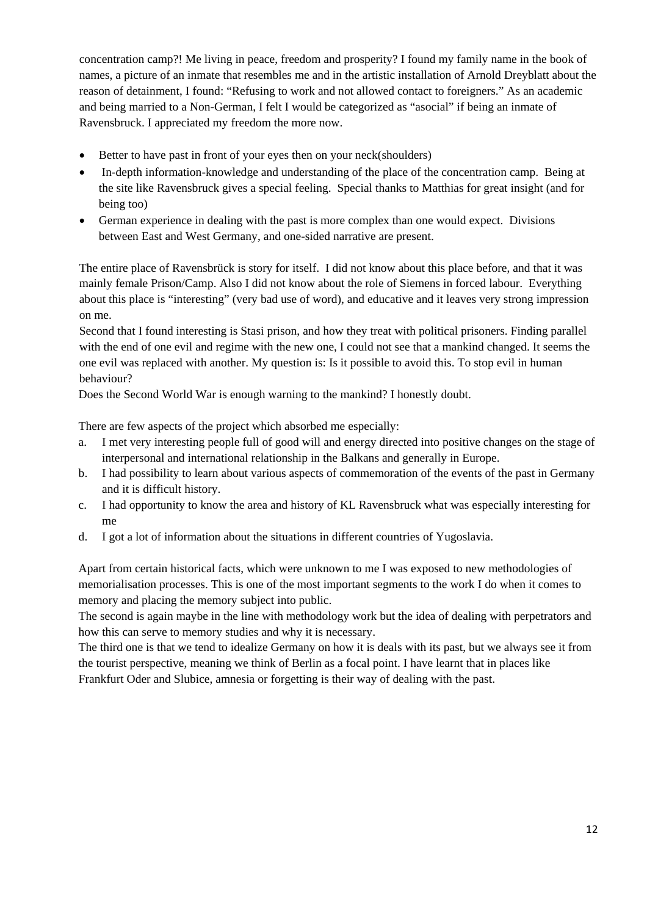concentration camp?! Me living in peace, freedom and prosperity? I found my family name in the book of names, a picture of an inmate that resembles me and in the artistic installation of Arnold Dreyblatt about the reason of detainment, I found: "Refusing to work and not allowed contact to foreigners." As an academic and being married to a Non-German, I felt I would be categorized as "asocial" if being an inmate of Ravensbruck. I appreciated my freedom the more now.

- Better to have past in front of your eyes then on your neck(shoulders)
- In-depth information-knowledge and understanding of the place of the concentration camp. Being at the site like Ravensbruck gives a special feeling. Special thanks to Matthias for great insight (and for being too)
- German experience in dealing with the past is more complex than one would expect. Divisions between East and West Germany, and one-sided narrative are present.

The entire place of Ravensbrück is story for itself. I did not know about this place before, and that it was mainly female Prison/Camp. Also I did not know about the role of Siemens in forced labour. Everything about this place is "interesting" (very bad use of word), and educative and it leaves very strong impression on me.
Second that I found interesting is Stasi prison, and how they treat with political prisoners. Finding parallel with the end of one evil and regime with the new one, I could not see that a mankind changed. It seems the one evil was replaced with another. My question is: Is it possible to avoid this. To stop evil in human behaviour?
Does the Second World War is enough warning to the mankind? I honestly doubt.

There are few aspects of the project which absorbed me especially:

a. I met very interesting people full of good will and energy directed into positive changes on the stage of interpersonal and international relationship in the Balkans and generally in Europe.
b. I had possibility to learn about various aspects of commemoration of the events of the past in Germany and it is difficult history.
c. I had opportunity to know the area and history of KL Ravensbruck what was especially interesting for me
d. I got a lot of information about the situations in different countries of Yugoslavia.

Apart from certain historical facts, which were unknown to me I was exposed to new methodologies of memorialisation processes. This is one of the most important segments to the work I do when it comes to memory and placing the memory subject into public.
The second is again maybe in the line with methodology work but the idea of dealing with perpetrators and how this can serve to memory studies and why it is necessary.
The third one is that we tend to idealize Germany on how it is deals with its past, but we always see it from the tourist perspective, meaning we think of Berlin as a focal point. I have learnt that in places like Frankfurt Oder and Slubice, amnesia or forgetting is their way of dealing with the past.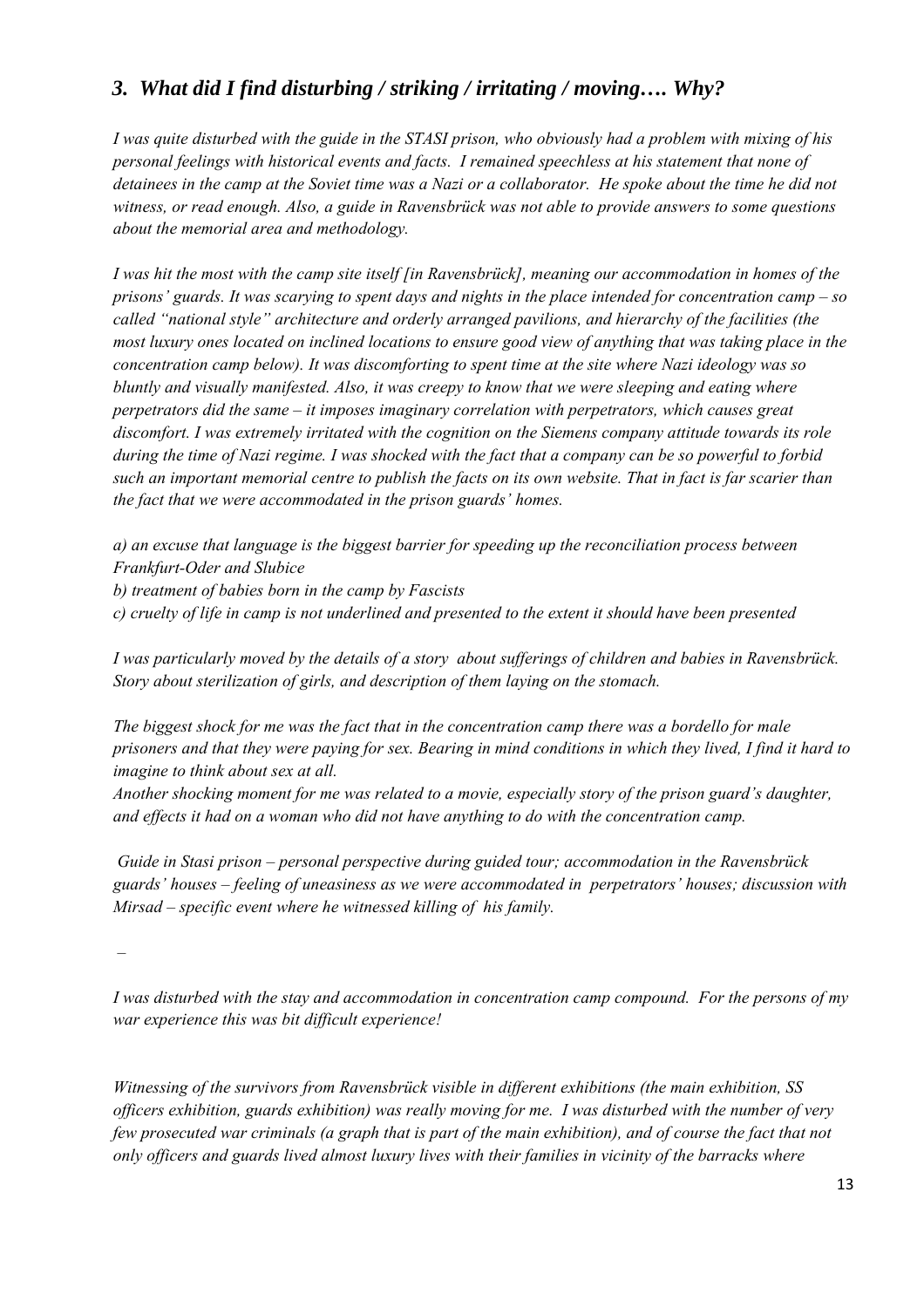## *3. What did I find disturbing / striking / irritating / moving…. Why?*

*I was quite disturbed with the guide in the STASI prison, who obviously had a problem with mixing of his personal feelings with historical events and facts. I remained speechless at his statement that none of detainees in the camp at the Soviet time was a Nazi or a collaborator. He spoke about the time he did not witness, or read enough. Also, a guide in Ravensbrück was not able to provide answers to some questions about the memorial area and methodology.*

*I was hit the most with the camp site itself [in Ravensbrück], meaning our accommodation in homes of the prisons' guards. It was scarying to spent days and nights in the place intended for concentration camp – so called "national style" architecture and orderly arranged pavilions, and hierarchy of the facilities (the most luxury ones located on inclined locations to ensure good view of anything that was taking place in the concentration camp below). It was discomforting to spent time at the site where Nazi ideology was so bluntly and visually manifested. Also, it was creepy to know that we were sleeping and eating where perpetrators did the same – it imposes imaginary correlation with perpetrators, which causes great discomfort. I was extremely irritated with the cognition on the Siemens company attitude towards its role during the time of Nazi regime. I was shocked with the fact that a company can be so powerful to forbid such an important memorial centre to publish the facts on its own website. That in fact is far scarier than the fact that we were accommodated in the prison guards' homes.*

*a) an excuse that language is the biggest barrier for speeding up the reconciliation process between Frankfurt-Oder and Slubice*
*b) treatment of babies born in the camp by Fascists*
*c) cruelty of life in camp is not underlined and presented to the extent it should have been presented*

*I was particularly moved by the details of a story about sufferings of children and babies in Ravensbrück. Story about sterilization of girls, and description of them laying on the stomach.*

*The biggest shock for me was the fact that in the concentration camp there was a bordello for male prisoners and that they were paying for sex. Bearing in mind conditions in which they lived, I find it hard to imagine to think about sex at all.*
*Another shocking moment for me was related to a movie, especially story of the prison guard's daughter, and effects it had on a woman who did not have anything to do with the concentration camp.*

*Guide in Stasi prison – personal perspective during guided tour; accommodation in the Ravensbrück guards' houses – feeling of uneasiness as we were accommodated in perpetrators' houses; discussion with Mirsad – specific event where he witnessed killing of his family.*

–

*I was disturbed with the stay and accommodation in concentration camp compound. For the persons of my war experience this was bit difficult experience!*

*Witnessing of the survivors from Ravensbrück visible in different exhibitions (the main exhibition, SS officers exhibition, guards exhibition) was really moving for me. I was disturbed with the number of very few prosecuted war criminals (a graph that is part of the main exhibition), and of course the fact that not only officers and guards lived almost luxury lives with their families in vicinity of the barracks where*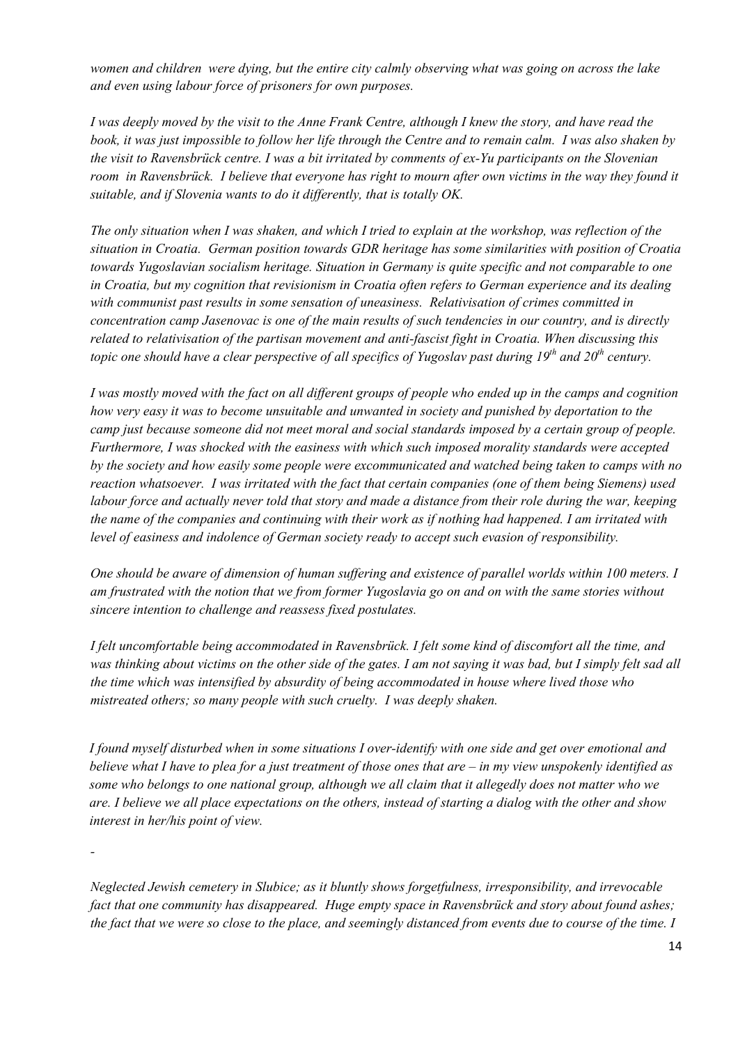*women and children were dying, but the entire city calmly observing what was going on across the lake and even using labour force of prisoners for own purposes.*

*I was deeply moved by the visit to the Anne Frank Centre, although I knew the story, and have read the book, it was just impossible to follow her life through the Centre and to remain calm. I was also shaken by the visit to Ravensbrück centre. I was a bit irritated by comments of ex-Yu participants on the Slovenian room in Ravensbrück. I believe that everyone has right to mourn after own victims in the way they found it suitable, and if Slovenia wants to do it differently, that is totally OK.*

*The only situation when I was shaken, and which I tried to explain at the workshop, was reflection of the situation in Croatia. German position towards GDR heritage has some similarities with position of Croatia towards Yugoslavian socialism heritage. Situation in Germany is quite specific and not comparable to one in Croatia, but my cognition that revisionism in Croatia often refers to German experience and its dealing with communist past results in some sensation of uneasiness. Relativisation of crimes committed in concentration camp Jasenovac is one of the main results of such tendencies in our country, and is directly related to relativisation of the partisan movement and anti-fascist fight in Croatia. When discussing this topic one should have a clear perspective of all specifics of Yugoslav past during 19th and 20th century.*

*I was mostly moved with the fact on all different groups of people who ended up in the camps and cognition how very easy it was to become unsuitable and unwanted in society and punished by deportation to the camp just because someone did not meet moral and social standards imposed by a certain group of people. Furthermore, I was shocked with the easiness with which such imposed morality standards were accepted by the society and how easily some people were excommunicated and watched being taken to camps with no reaction whatsoever. I was irritated with the fact that certain companies (one of them being Siemens) used labour force and actually never told that story and made a distance from their role during the war, keeping the name of the companies and continuing with their work as if nothing had happened. I am irritated with level of easiness and indolence of German society ready to accept such evasion of responsibility.*

*One should be aware of dimension of human suffering and existence of parallel worlds within 100 meters. I am frustrated with the notion that we from former Yugoslavia go on and on with the same stories without sincere intention to challenge and reassess fixed postulates.*

*I felt uncomfortable being accommodated in Ravensbrück. I felt some kind of discomfort all the time, and was thinking about victims on the other side of the gates. I am not saying it was bad, but I simply felt sad all the time which was intensified by absurdity of being accommodated in house where lived those who mistreated others; so many people with such cruelty. I was deeply shaken.*

*I found myself disturbed when in some situations I over-identify with one side and get over emotional and believe what I have to plea for a just treatment of those ones that are – in my view unspokenly identified as some who belongs to one national group, although we all claim that it allegedly does not matter who we are. I believe we all place expectations on the others, instead of starting a dialog with the other and show interest in her/his point of view.*

-

*Neglected Jewish cemetery in Slubice; as it bluntly shows forgetfulness, irresponsibility, and irrevocable fact that one community has disappeared. Huge empty space in Ravensbrück and story about found ashes; the fact that we were so close to the place, and seemingly distanced from events due to course of the time. I*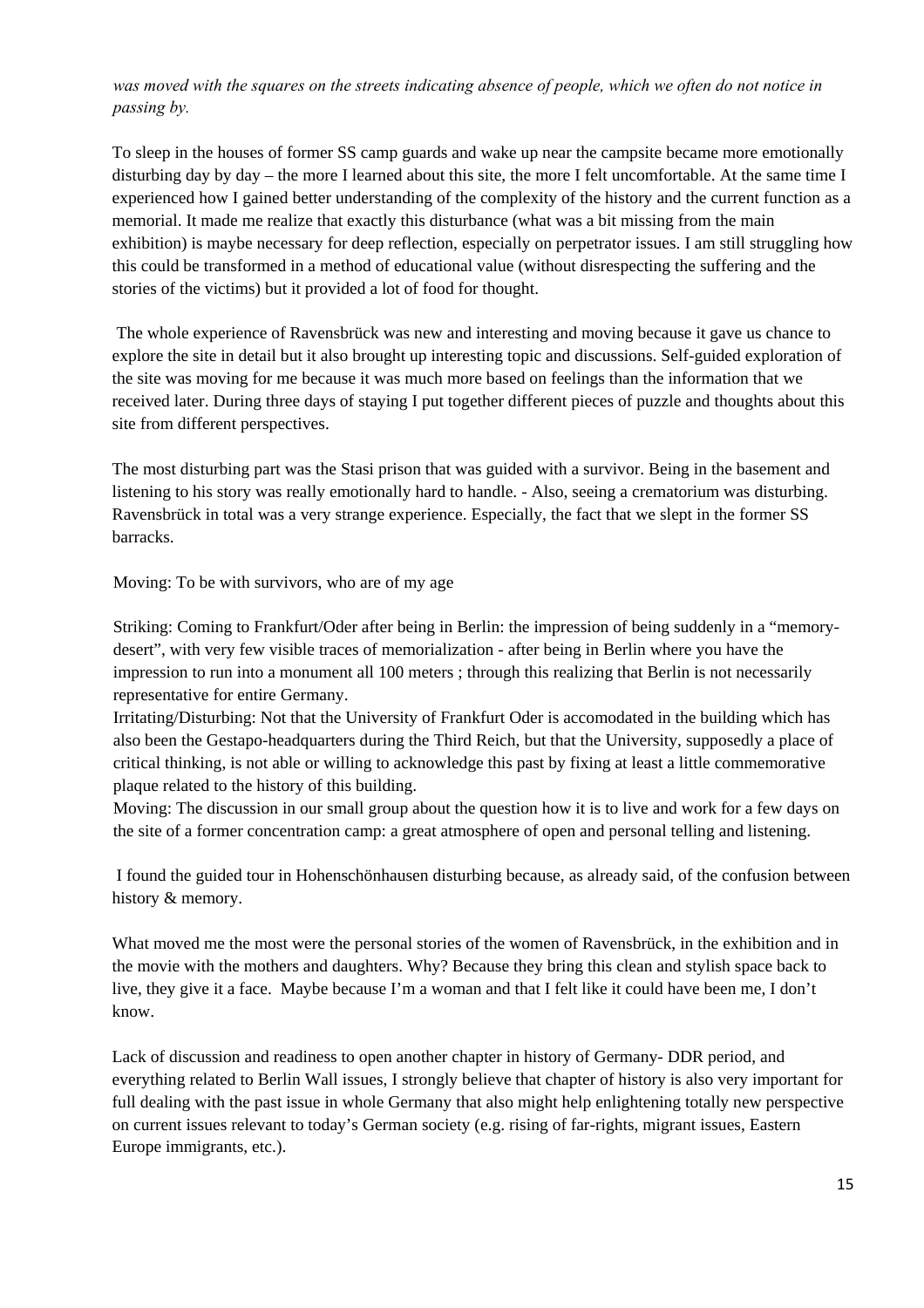*was moved with the squares on the streets indicating absence of people, which we often do not notice in passing by.*

To sleep in the houses of former SS camp guards and wake up near the campsite became more emotionally disturbing day by day – the more I learned about this site, the more I felt uncomfortable. At the same time I experienced how I gained better understanding of the complexity of the history and the current function as a memorial. It made me realize that exactly this disturbance (what was a bit missing from the main exhibition) is maybe necessary for deep reflection, especially on perpetrator issues. I am still struggling how this could be transformed in a method of educational value (without disrespecting the suffering and the stories of the victims) but it provided a lot of food for thought.

The whole experience of Ravensbrück was new and interesting and moving because it gave us chance to explore the site in detail but it also brought up interesting topic and discussions. Self-guided exploration of the site was moving for me because it was much more based on feelings than the information that we received later. During three days of staying I put together different pieces of puzzle and thoughts about this site from different perspectives.

The most disturbing part was the Stasi prison that was guided with a survivor. Being in the basement and listening to his story was really emotionally hard to handle. - Also, seeing a crematorium was disturbing. Ravensbrück in total was a very strange experience. Especially, the fact that we slept in the former SS barracks.

Moving: To be with survivors, who are of my age

Striking: Coming to Frankfurt/Oder after being in Berlin: the impression of being suddenly in a "memory-desert", with very few visible traces of memorialization - after being in Berlin where you have the impression to run into a monument all 100 meters ; through this realizing that Berlin is not necessarily representative for entire Germany.
Irritating/Disturbing: Not that the University of Frankfurt Oder is accomodated in the building which has also been the Gestapo-headquarters during the Third Reich, but that the University, supposedly a place of critical thinking, is not able or willing to acknowledge this past by fixing at least a little commemorative plaque related to the history of this building.
Moving: The discussion in our small group about the question how it is to live and work for a few days on the site of a former concentration camp: a great atmosphere of open and personal telling and listening.

I found the guided tour in Hohenschönhausen disturbing because, as already said, of the confusion between history & memory.

What moved me the most were the personal stories of the women of Ravensbrück, in the exhibition and in the movie with the mothers and daughters. Why? Because they bring this clean and stylish space back to live, they give it a face. Maybe because I'm a woman and that I felt like it could have been me, I don't know.

Lack of discussion and readiness to open another chapter in history of Germany- DDR period, and everything related to Berlin Wall issues, I strongly believe that chapter of history is also very important for full dealing with the past issue in whole Germany that also might help enlightening totally new perspective on current issues relevant to today's German society (e.g. rising of far-rights, migrant issues, Eastern Europe immigrants, etc.).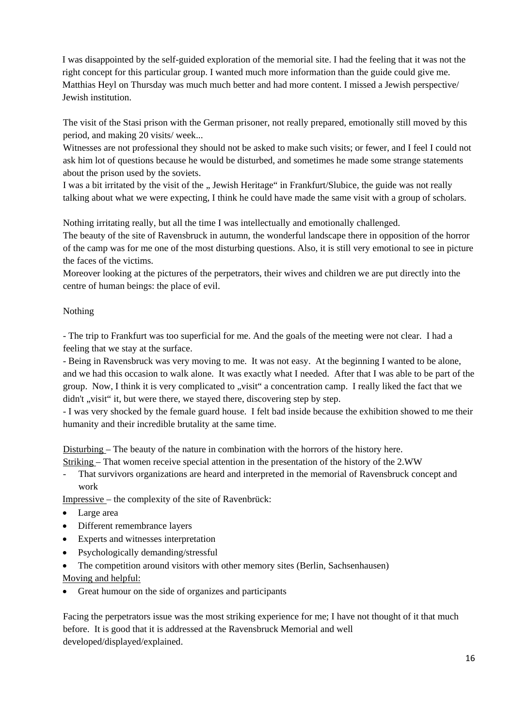I was disappointed by the self-guided exploration of the memorial site. I had the feeling that it was not the right concept for this particular group. I wanted much more information than the guide could give me. Matthias Heyl on Thursday was much much better and had more content. I missed a Jewish perspective/ Jewish institution.

The visit of the Stasi prison with the German prisoner, not really prepared, emotionally still moved by this period, and making 20 visits/ week...
Witnesses are not professional they should not be asked to make such visits; or fewer, and I feel I could not ask him lot of questions because he would be disturbed, and sometimes he made some strange statements about the prison used by the soviets.
I was a bit irritated by the visit of the „ Jewish Heritage" in Frankfurt/Slubice, the guide was not really talking about what we were expecting, I think he could have made the same visit with a group of scholars.

Nothing irritating really, but all the time I was intellectually and emotionally challenged.
The beauty of the site of Ravensbruck in autumn, the wonderful landscape there in opposition of the horror of the camp was for me one of the most disturbing questions. Also, it is still very emotional to see in picture the faces of the victims.
Moreover looking at the pictures of the perpetrators, their wives and children we are put directly into the centre of human beings: the place of evil.

Nothing

- The trip to Frankfurt was too superficial for me. And the goals of the meeting were not clear. I had a feeling that we stay at the surface.
- Being in Ravensbruck was very moving to me. It was not easy. At the beginning I wanted to be alone, and we had this occasion to walk alone. It was exactly what I needed. After that I was able to be part of the group. Now, I think it is very complicated to „visit" a concentration camp. I really liked the fact that we didn't „visit" it, but were there, we stayed there, discovering step by step.
- I was very shocked by the female guard house. I felt bad inside because the exhibition showed to me their humanity and their incredible brutality at the same time.

Disturbing – The beauty of the nature in combination with the horrors of the history here.
Striking – That women receive special attention in the presentation of the history of the 2.WW
- That survivors organizations are heard and interpreted in the memorial of Ravensbruck concept and work

Impressive – the complexity of the site of Ravenbrück:

- Large area
- Different remembrance layers
- Experts and witnesses interpretation
- Psychologically demanding/stressful
- The competition around visitors with other memory sites (Berlin, Sachsenhausen)

Moving and helpful:

- Great humour on the side of organizes and participants

Facing the perpetrators issue was the most striking experience for me; I have not thought of it that much before. It is good that it is addressed at the Ravensbruck Memorial and well developed/displayed/explained.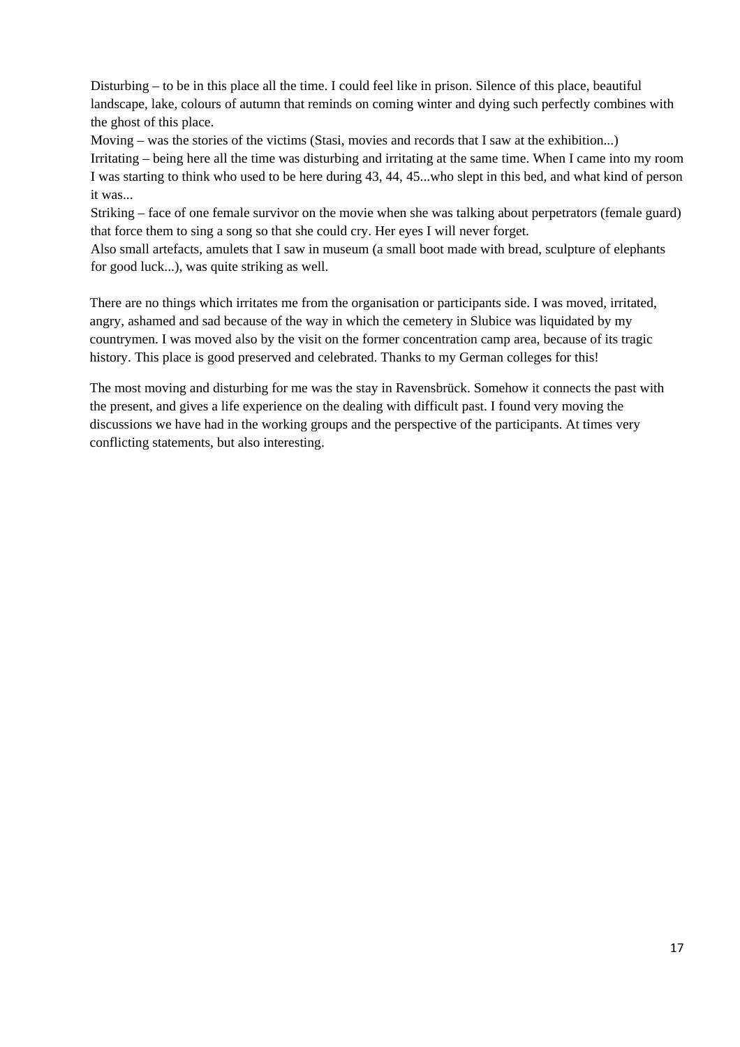Disturbing – to be in this place all the time. I could feel like in prison. Silence of this place, beautiful landscape, lake, colours of autumn that reminds on coming winter and dying such perfectly combines with the ghost of this place.
Moving – was the stories of the victims (Stasi, movies and records that I saw at the exhibition...)
Irritating – being here all the time was disturbing and irritating at the same time. When I came into my room I was starting to think who used to be here during 43, 44, 45...who slept in this bed, and what kind of person it was...
Striking – face of one female survivor on the movie when she was talking about perpetrators (female guard) that force them to sing a song so that she could cry. Her eyes I will never forget.
Also small artefacts, amulets that I saw in museum (a small boot made with bread, sculpture of elephants for good luck...), was quite striking as well.

There are no things which irritates me from the organisation or participants side. I was moved, irritated, angry, ashamed and sad because of the way in which the cemetery in Slubice was liquidated by my countrymen. I was moved also by the visit on the former concentration camp area, because of its tragic history. This place is good preserved and celebrated. Thanks to my German colleges for this!

The most moving and disturbing for me was the stay in Ravensbrück. Somehow it connects the past with the present, and gives a life experience on the dealing with difficult past. I found very moving the discussions we have had in the working groups and the perspective of the participants. At times very conflicting statements, but also interesting.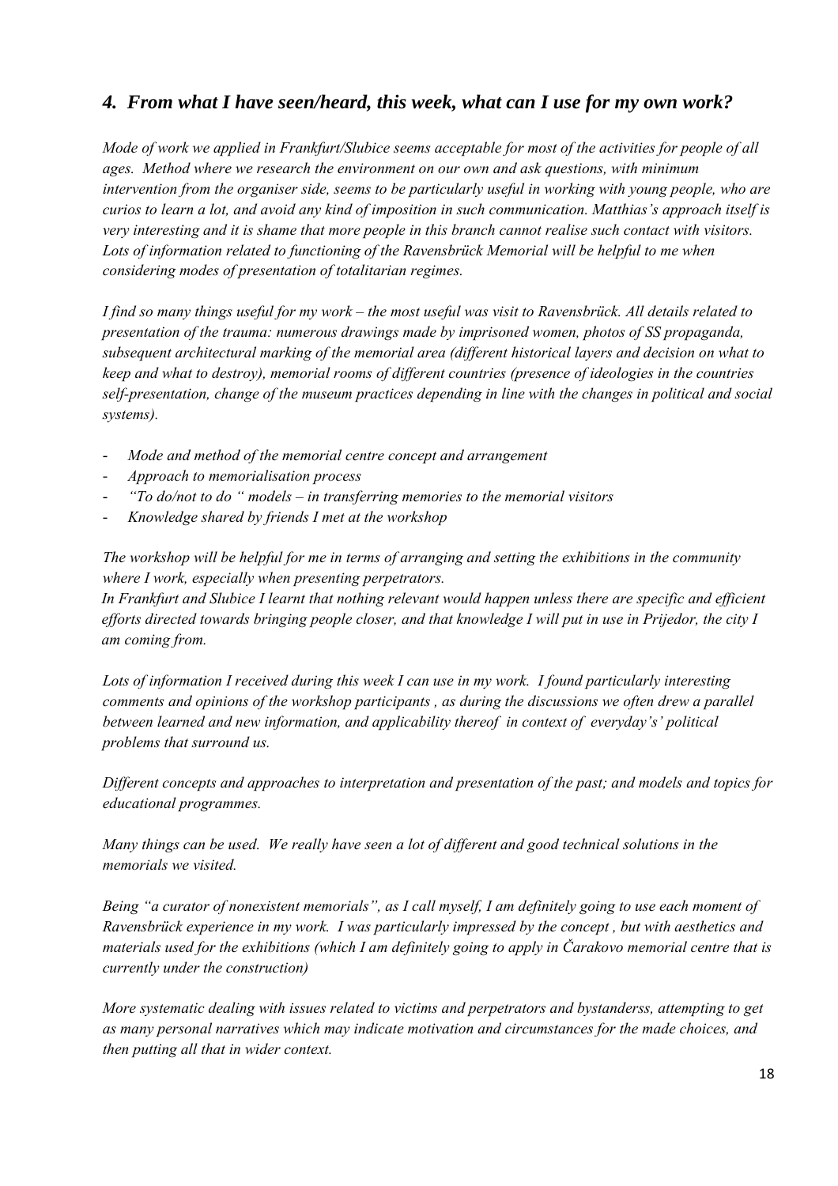### *4. From what I have seen/heard, this week, what can I use for my own work?*

*Mode of work we applied in Frankfurt/Slubice seems acceptable for most of the activities for people of all ages. Method where we research the environment on our own and ask questions, with minimum intervention from the organiser side, seems to be particularly useful in working with young people, who are curios to learn a lot, and avoid any kind of imposition in such communication. Matthias's approach itself is very interesting and it is shame that more people in this branch cannot realise such contact with visitors. Lots of information related to functioning of the Ravensbrück Memorial will be helpful to me when considering modes of presentation of totalitarian regimes.*

*I find so many things useful for my work – the most useful was visit to Ravensbrück. All details related to presentation of the trauma: numerous drawings made by imprisoned women, photos of SS propaganda, subsequent architectural marking of the memorial area (different historical layers and decision on what to keep and what to destroy), memorial rooms of different countries (presence of ideologies in the countries self-presentation, change of the museum practices depending in line with the changes in political and social systems).*

- *Mode and method of the memorial centre concept and arrangement*
- *Approach to memorialisation process*
- *"To do/not to do " models – in transferring memories to the memorial visitors*
- *Knowledge shared by friends I met at the workshop*

*The workshop will be helpful for me in terms of arranging and setting the exhibitions in the community where I work, especially when presenting perpetrators.*
*In Frankfurt and Slubice I learnt that nothing relevant would happen unless there are specific and efficient efforts directed towards bringing people closer, and that knowledge I will put in use in Prijedor, the city I am coming from.*

*Lots of information I received during this week I can use in my work. I found particularly interesting comments and opinions of the workshop participants , as during the discussions we often drew a parallel between learned and new information, and applicability thereof in context of everyday's' political problems that surround us.*

*Different concepts and approaches to interpretation and presentation of the past; and models and topics for educational programmes.*

*Many things can be used. We really have seen a lot of different and good technical solutions in the memorials we visited.*

*Being "a curator of nonexistent memorials", as I call myself, I am definitely going to use each moment of Ravensbrück experience in my work. I was particularly impressed by the concept , but with aesthetics and materials used for the exhibitions (which I am definitely going to apply in Čarakovo memorial centre that is currently under the construction)*

*More systematic dealing with issues related to victims and perpetrators and bystanderss, attempting to get as many personal narratives which may indicate motivation and circumstances for the made choices, and then putting all that in wider context.*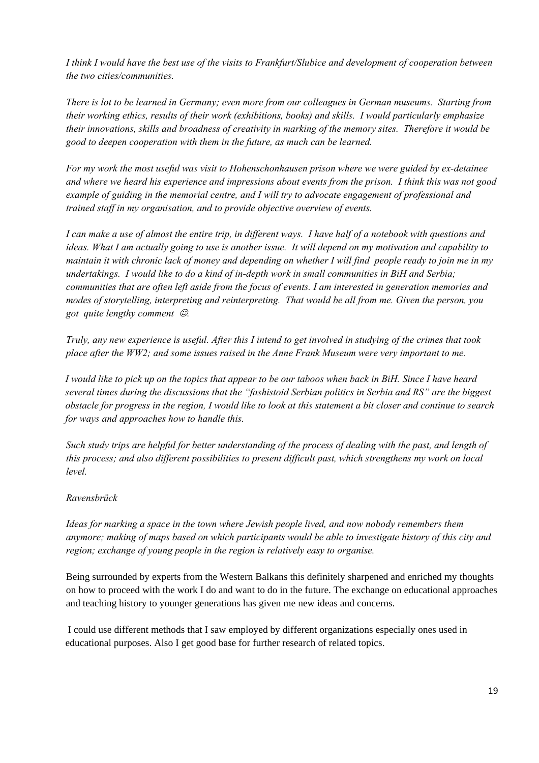*I think I would have the best use of the visits to Frankfurt/Slubice and development of cooperation between the two cities/communities.*

*There is lot to be learned in Germany; even more from our colleagues in German museums. Starting from their working ethics, results of their work (exhibitions, books) and skills. I would particularly emphasize their innovations, skills and broadness of creativity in marking of the memory sites. Therefore it would be good to deepen cooperation with them in the future, as much can be learned.*

*For my work the most useful was visit to Hohenschonhausen prison where we were guided by ex-detainee and where we heard his experience and impressions about events from the prison. I think this was not good example of guiding in the memorial centre, and I will try to advocate engagement of professional and trained staff in my organisation, and to provide objective overview of events.*

*I can make a use of almost the entire trip, in different ways. I have half of a notebook with questions and ideas. What I am actually going to use is another issue. It will depend on my motivation and capability to maintain it with chronic lack of money and depending on whether I will find people ready to join me in my undertakings. I would like to do a kind of in-depth work in small communities in BiH and Serbia; communities that are often left aside from the focus of events. I am interested in generation memories and modes of storytelling, interpreting and reinterpreting. That would be all from me. Given the person, you got quite lengthy comment ☺.*

*Truly, any new experience is useful. After this I intend to get involved in studying of the crimes that took place after the WW2; and some issues raised in the Anne Frank Museum were very important to me.*

*I would like to pick up on the topics that appear to be our taboos when back in BiH. Since I have heard several times during the discussions that the "fashistoid Serbian politics in Serbia and RS" are the biggest obstacle for progress in the region, I would like to look at this statement a bit closer and continue to search for ways and approaches how to handle this.*

*Such study trips are helpful for better understanding of the process of dealing with the past, and length of this process; and also different possibilities to present difficult past, which strengthens my work on local level.*

*Ravensbrück*

*Ideas for marking a space in the town where Jewish people lived, and now nobody remembers them anymore; making of maps based on which participants would be able to investigate history of this city and region; exchange of young people in the region is relatively easy to organise.*

Being surrounded by experts from the Western Balkans this definitely sharpened and enriched my thoughts on how to proceed with the work I do and want to do in the future. The exchange on educational approaches and teaching history to younger generations has given me new ideas and concerns.

I could use different methods that I saw employed by different organizations especially ones used in educational purposes. Also I get good base for further research of related topics.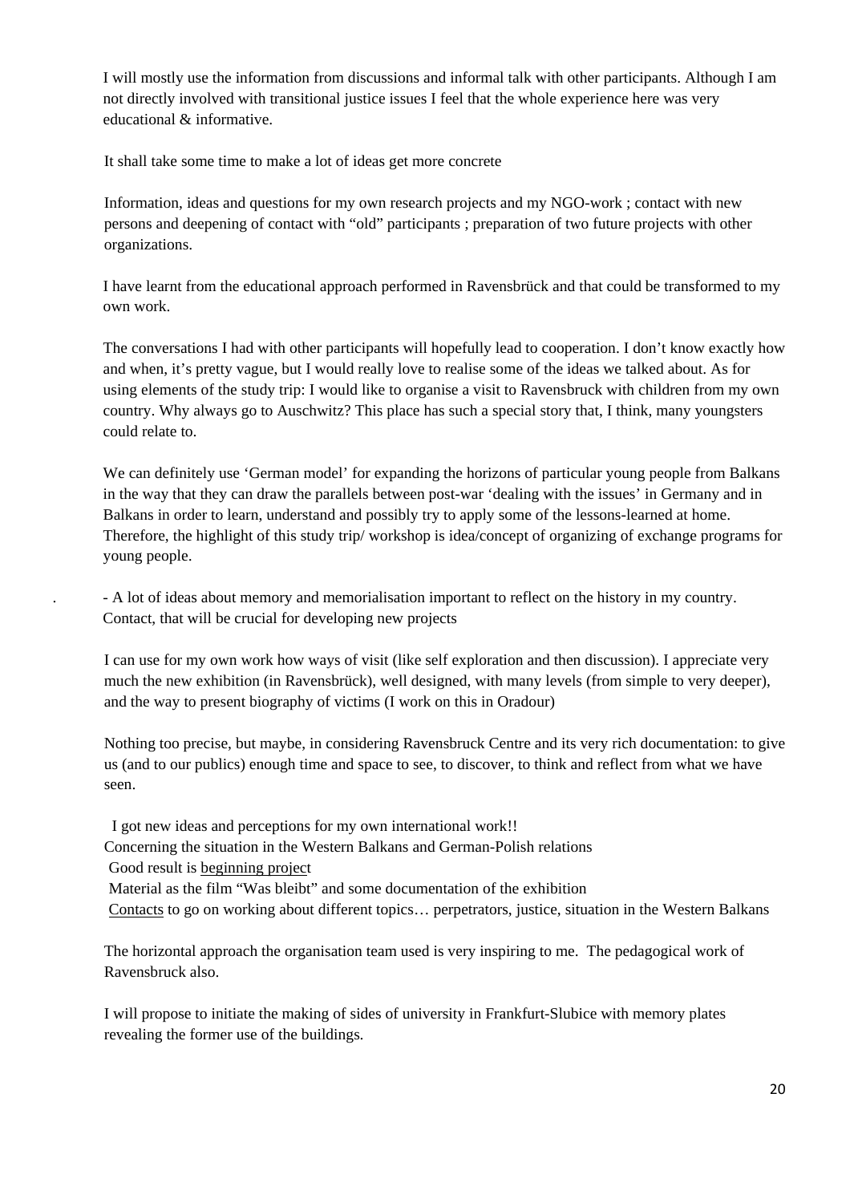I will mostly use the information from discussions and informal talk with other participants. Although I am not directly involved with transitional justice issues I feel that the whole experience here was very educational & informative.

It shall take some time to make a lot of ideas get more concrete

Information, ideas and questions for my own research projects and my NGO-work ; contact with new persons and deepening of contact with "old" participants ; preparation of two future projects with other organizations.

I have learnt from the educational approach performed in Ravensbrück and that could be transformed to my own work.

The conversations I had with other participants will hopefully lead to cooperation. I don't know exactly how and when, it's pretty vague, but I would really love to realise some of the ideas we talked about. As for using elements of the study trip: I would like to organise a visit to Ravensbruck with children from my own country. Why always go to Auschwitz? This place has such a special story that, I think, many youngsters could relate to.

We can definitely use 'German model' for expanding the horizons of particular young people from Balkans in the way that they can draw the parallels between post-war 'dealing with the issues' in Germany and in Balkans in order to learn, understand and possibly try to apply some of the lessons-learned at home. Therefore, the highlight of this study trip/ workshop is idea/concept of organizing of exchange programs for young people.

- A lot of ideas about memory and memorialisation important to reflect on the history in my country. Contact, that will be crucial for developing new projects

I can use for my own work how ways of visit (like self exploration and then discussion). I appreciate very much the new exhibition (in Ravensbrück), well designed, with many levels (from simple to very deeper), and the way to present biography of victims (I work on this in Oradour)

Nothing too precise, but maybe, in considering Ravensbruck Centre and its very rich documentation: to give us (and to our publics) enough time and space to see, to discover, to think and reflect from what we have seen.

I got new ideas and perceptions for my own international work!!
Concerning the situation in the Western Balkans and German-Polish relations
Good result is <u>beginning project</u>
Material as the film "Was bleibt" and some documentation of the exhibition
<u>Contacts</u> to go on working about different topics… perpetrators, justice, situation in the Western Balkans

The horizontal approach the organisation team used is very inspiring to me. The pedagogical work of Ravensbruck also.

I will propose to initiate the making of sides of university in Frankfurt-Slubice with memory plates revealing the former use of the buildings.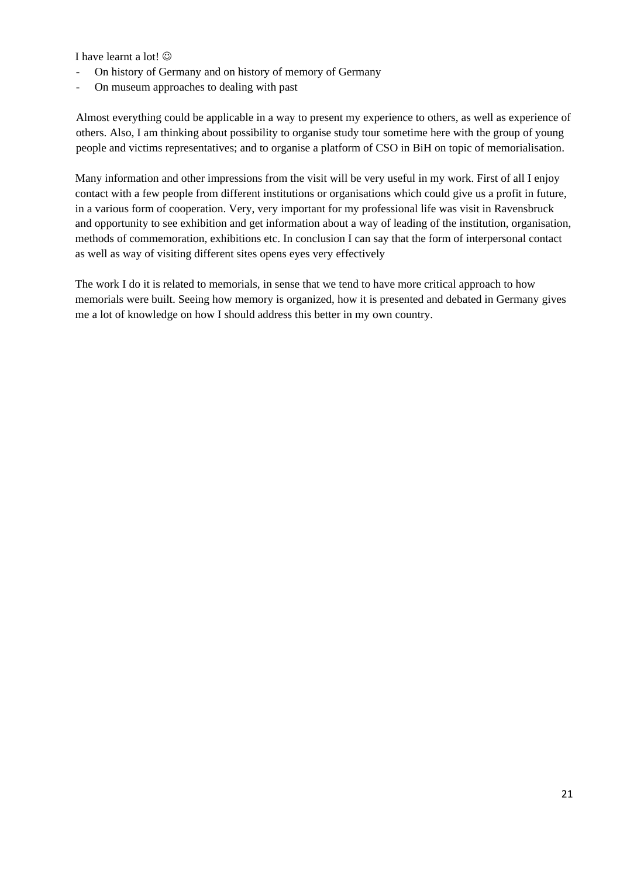I have learnt a lot! ☺

- On history of Germany and on history of memory of Germany
- On museum approaches to dealing with past

Almost everything could be applicable in a way to present my experience to others, as well as experience of others. Also, I am thinking about possibility to organise study tour sometime here with the group of young people and victims representatives; and to organise a platform of CSO in BiH on topic of memorialisation.

Many information and other impressions from the visit will be very useful in my work. First of all I enjoy contact with a few people from different institutions or organisations which could give us a profit in future, in a various form of cooperation. Very, very important for my professional life was visit in Ravensbruck and opportunity to see exhibition and get information about a way of leading of the institution, organisation, methods of commemoration, exhibitions etc. In conclusion I can say that the form of interpersonal contact as well as way of visiting different sites opens eyes very effectively

The work I do it is related to memorials, in sense that we tend to have more critical approach to how memorials were built. Seeing how memory is organized, how it is presented and debated in Germany gives me a lot of knowledge on how I should address this better in my own country.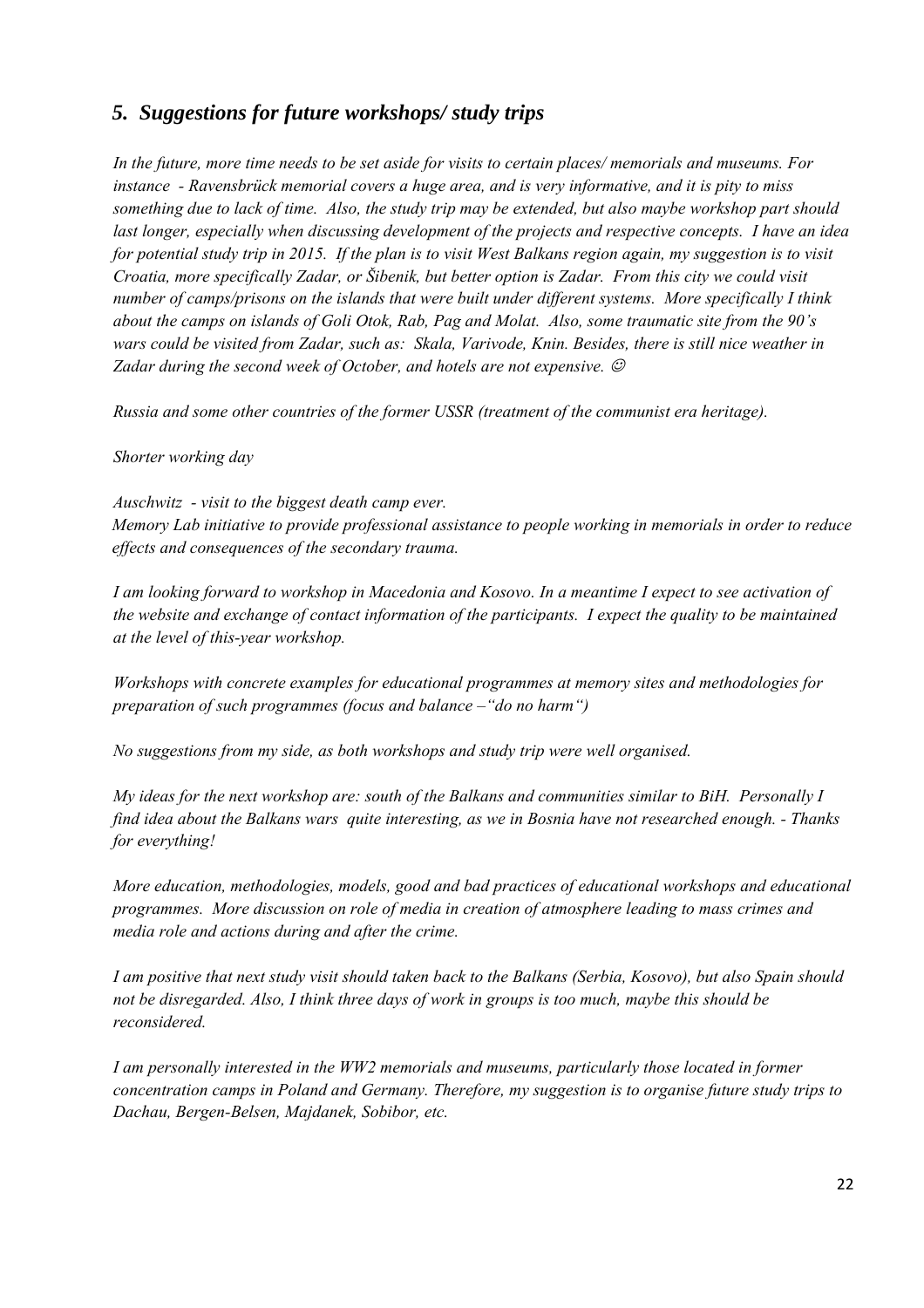## *5. Suggestions for future workshops/ study trips*

*In the future, more time needs to be set aside for visits to certain places/ memorials and museums. For instance - Ravensbrück memorial covers a huge area, and is very informative, and it is pity to miss something due to lack of time. Also, the study trip may be extended, but also maybe workshop part should last longer, especially when discussing development of the projects and respective concepts. I have an idea for potential study trip in 2015. If the plan is to visit West Balkans region again, my suggestion is to visit Croatia, more specifically Zadar, or Šibenik, but better option is Zadar. From this city we could visit number of camps/prisons on the islands that were built under different systems. More specifically I think about the camps on islands of Goli Otok, Rab, Pag and Molat. Also, some traumatic site from the 90's wars could be visited from Zadar, such as: Skala, Varivode, Knin. Besides, there is still nice weather in Zadar during the second week of October, and hotels are not expensive.* ☺

*Russia and some other countries of the former USSR (treatment of the communist era heritage).*

*Shorter working day*

*Auschwitz - visit to the biggest death camp ever.*
*Memory Lab initiative to provide professional assistance to people working in memorials in order to reduce effects and consequences of the secondary trauma.*

*I am looking forward to workshop in Macedonia and Kosovo. In a meantime I expect to see activation of the website and exchange of contact information of the participants. I expect the quality to be maintained at the level of this-year workshop.*

*Workshops with concrete examples for educational programmes at memory sites and methodologies for preparation of such programmes (focus and balance –"do no harm")*

*No suggestions from my side, as both workshops and study trip were well organised.*

*My ideas for the next workshop are: south of the Balkans and communities similar to BiH. Personally I find idea about the Balkans wars quite interesting, as we in Bosnia have not researched enough. - Thanks for everything!*

*More education, methodologies, models, good and bad practices of educational workshops and educational programmes. More discussion on role of media in creation of atmosphere leading to mass crimes and media role and actions during and after the crime.*

*I am positive that next study visit should taken back to the Balkans (Serbia, Kosovo), but also Spain should not be disregarded. Also, I think three days of work in groups is too much, maybe this should be reconsidered.*

*I am personally interested in the WW2 memorials and museums, particularly those located in former concentration camps in Poland and Germany. Therefore, my suggestion is to organise future study trips to Dachau, Bergen-Belsen, Majdanek, Sobibor, etc.*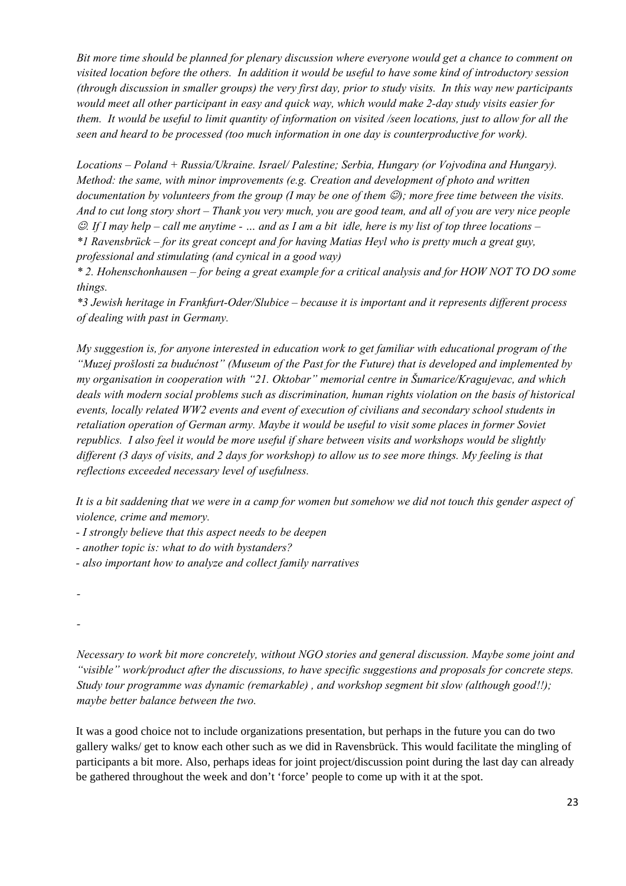*Bit more time should be planned for plenary discussion where everyone would get a chance to comment on visited location before the others. In addition it would be useful to have some kind of introductory session (through discussion in smaller groups) the very first day, prior to study visits. In this way new participants would meet all other participant in easy and quick way, which would make 2-day study visits easier for them. It would be useful to limit quantity of information on visited /seen locations, just to allow for all the seen and heard to be processed (too much information in one day is counterproductive for work).*

*Locations – Poland + Russia/Ukraine. Israel/ Palestine; Serbia, Hungary (or Vojvodina and Hungary). Method: the same, with minor improvements (e.g. Creation and development of photo and written documentation by volunteers from the group (I may be one of them ☺); more free time between the visits. And to cut long story short – Thank you very much, you are good team, and all of you are very nice people ☺. If I may help – call me anytime - … and as I am a bit idle, here is my list of top three locations –*
*\*1 Ravensbrück – for its great concept and for having Matias Heyl who is pretty much a great guy, professional and stimulating (and cynical in a good way)*
*\* 2. Hohenschonhausen – for being a great example for a critical analysis and for HOW NOT TO DO some things.*
*\*3 Jewish heritage in Frankfurt-Oder/Slubice – because it is important and it represents different process of dealing with past in Germany.*

*My suggestion is, for anyone interested in education work to get familiar with educational program of the "Muzej prošlosti za budućnost" (Museum of the Past for the Future) that is developed and implemented by my organisation in cooperation with "21. Oktobar" memorial centre in Šumarice/Kragujevac, and which deals with modern social problems such as discrimination, human rights violation on the basis of historical events, locally related WW2 events and event of execution of civilians and secondary school students in retaliation operation of German army. Maybe it would be useful to visit some places in former Soviet republics. I also feel it would be more useful if share between visits and workshops would be slightly different (3 days of visits, and 2 days for workshop) to allow us to see more things. My feeling is that reflections exceeded necessary level of usefulness.*

*It is a bit saddening that we were in a camp for women but somehow we did not touch this gender aspect of violence, crime and memory.*

- *I strongly believe that this aspect needs to be deepen*
- *another topic is: what to do with bystanders?*
- *also important how to analyze and collect family narratives*

-

-

*Necessary to work bit more concretely, without NGO stories and general discussion. Maybe some joint and "visible" work/product after the discussions, to have specific suggestions and proposals for concrete steps. Study tour programme was dynamic (remarkable) , and workshop segment bit slow (although good!!); maybe better balance between the two.*

It was a good choice not to include organizations presentation, but perhaps in the future you can do two gallery walks/ get to know each other such as we did in Ravensbrück. This would facilitate the mingling of participants a bit more. Also, perhaps ideas for joint project/discussion point during the last day can already be gathered throughout the week and don't 'force' people to come up with it at the spot.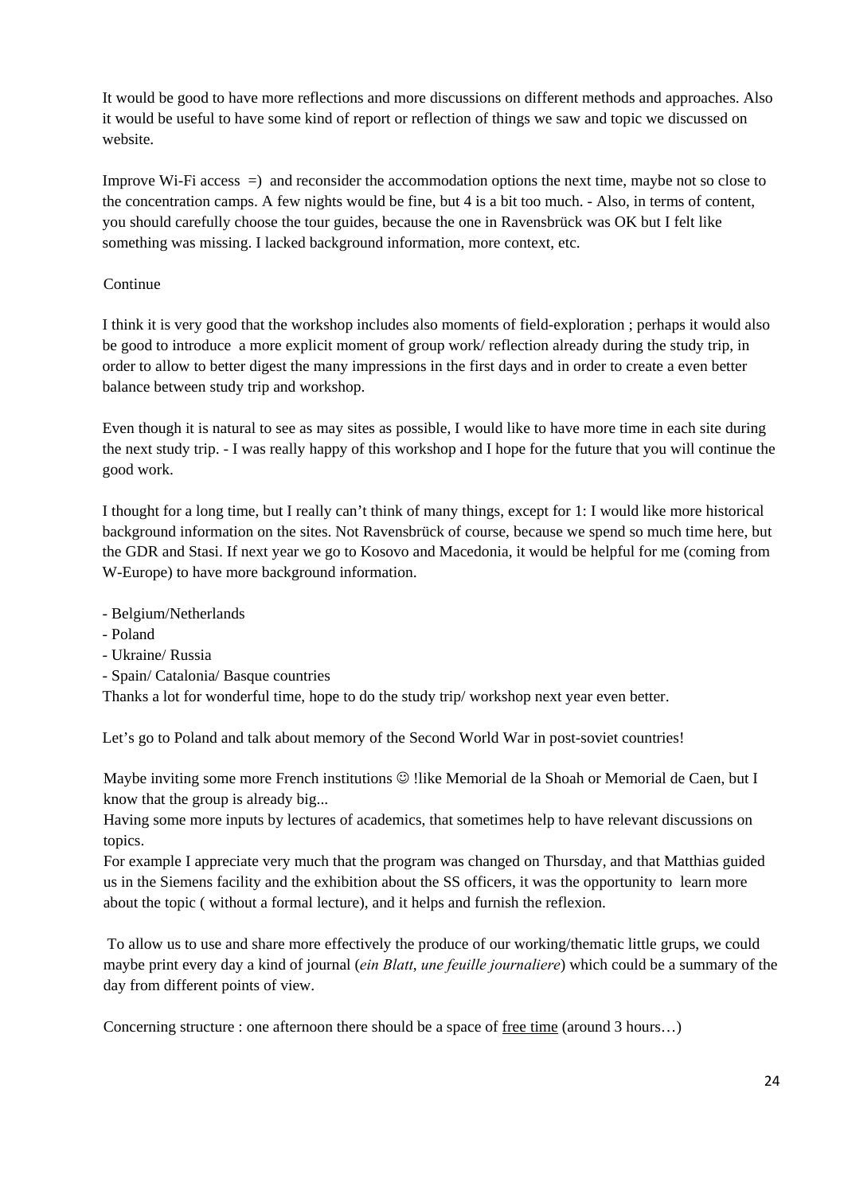It would be good to have more reflections and more discussions on different methods and approaches. Also it would be useful to have some kind of report or reflection of things we saw and topic we discussed on website.

Improve Wi-Fi access =) and reconsider the accommodation options the next time, maybe not so close to the concentration camps. A few nights would be fine, but 4 is a bit too much. - Also, in terms of content, you should carefully choose the tour guides, because the one in Ravensbrück was OK but I felt like something was missing. I lacked background information, more context, etc.

Continue

I think it is very good that the workshop includes also moments of field-exploration ; perhaps it would also be good to introduce a more explicit moment of group work/ reflection already during the study trip, in order to allow to better digest the many impressions in the first days and in order to create a even better balance between study trip and workshop.

Even though it is natural to see as may sites as possible, I would like to have more time in each site during the next study trip. - I was really happy of this workshop and I hope for the future that you will continue the good work.

I thought for a long time, but I really can't think of many things, except for 1: I would like more historical background information on the sites. Not Ravensbrück of course, because we spend so much time here, but the GDR and Stasi. If next year we go to Kosovo and Macedonia, it would be helpful for me (coming from W-Europe) to have more background information.

- Belgium/Netherlands
- Poland
- Ukraine/ Russia
- Spain/ Catalonia/ Basque countries

Thanks a lot for wonderful time, hope to do the study trip/ workshop next year even better.

Let's go to Poland and talk about memory of the Second World War in post-soviet countries!

Maybe inviting some more French institutions ☺ !like Memorial de la Shoah or Memorial de Caen, but I know that the group is already big...
Having some more inputs by lectures of academics, that sometimes help to have relevant discussions on topics.
For example I appreciate very much that the program was changed on Thursday, and that Matthias guided us in the Siemens facility and the exhibition about the SS officers, it was the opportunity to learn more about the topic ( without a formal lecture), and it helps and furnish the reflexion.

To allow us to use and share more effectively the produce of our working/thematic little grups, we could maybe print every day a kind of journal (*ein Blatt*, *une feuille journaliere*) which could be a summary of the day from different points of view.

Concerning structure : one afternoon there should be a space of free time (around 3 hours…)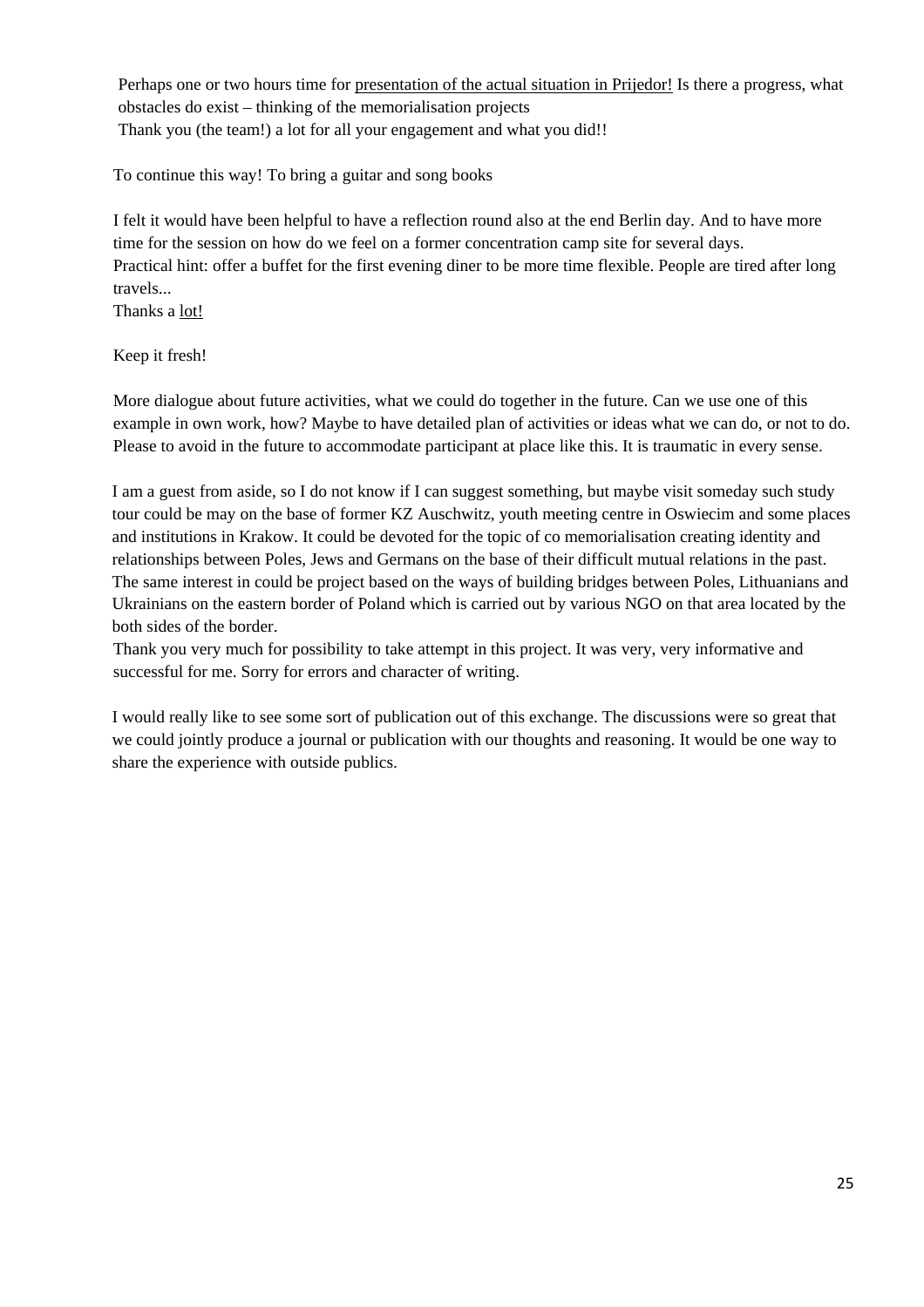Perhaps one or two hours time for <u>presentation of the actual situation in Prijedor!</u> Is there a progress, what obstacles do exist – thinking of the memorialisation projects
Thank you (the team!) a lot for all your engagement and what you did!!

To continue this way! To bring a guitar and song books

I felt it would have been helpful to have a reflection round also at the end Berlin day. And to have more time for the session on how do we feel on a former concentration camp site for several days.
Practical hint: offer a buffet for the first evening diner to be more time flexible. People are tired after long travels...
Thanks a <u>lot!</u>

Keep it fresh!

More dialogue about future activities, what we could do together in the future. Can we use one of this example in own work, how? Maybe to have detailed plan of activities or ideas what we can do, or not to do. Please to avoid in the future to accommodate participant at place like this. It is traumatic in every sense.

I am a guest from aside, so I do not know if I can suggest something, but maybe visit someday such study tour could be may on the base of former KZ Auschwitz, youth meeting centre in Oswiecim and some places and institutions in Krakow. It could be devoted for the topic of co memorialisation creating identity and relationships between Poles, Jews and Germans on the base of their difficult mutual relations in the past. The same interest in could be project based on the ways of building bridges between Poles, Lithuanians and Ukrainians on the eastern border of Poland which is carried out by various NGO on that area located by the both sides of the border.
Thank you very much for possibility to take attempt in this project. It was very, very informative and successful for me. Sorry for errors and character of writing.

I would really like to see some sort of publication out of this exchange. The discussions were so great that we could jointly produce a journal or publication with our thoughts and reasoning. It would be one way to share the experience with outside publics.